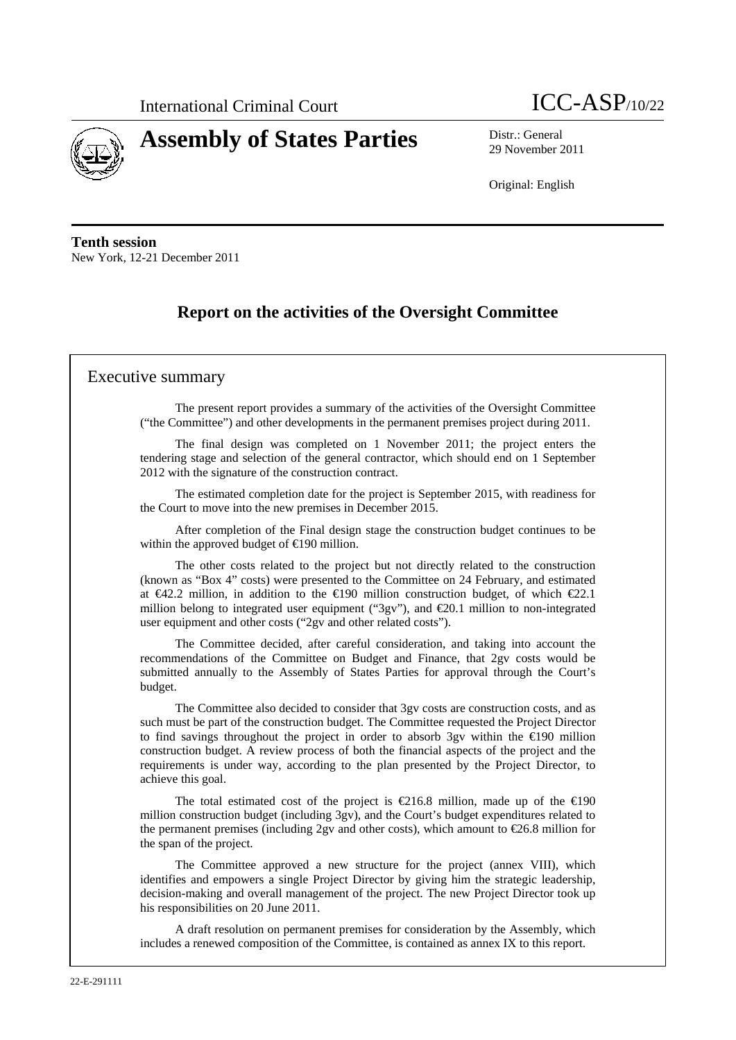International Criminal Court

# Assembly of States Parties

ICC-ASP/10/22

Distr.: General
29 November 2011

Original: English

**Tenth session**
New York, 12-21 December 2011

## Report on the activities of the Oversight Committee

### Executive summary

The present report provides a summary of the activities of the Oversight Committee ("the Committee") and other developments in the permanent premises project during 2011.

The final design was completed on 1 November 2011; the project enters the tendering stage and selection of the general contractor, which should end on 1 September 2012 with the signature of the construction contract.

The estimated completion date for the project is September 2015, with readiness for the Court to move into the new premises in December 2015.

After completion of the Final design stage the construction budget continues to be within the approved budget of €190 million.

The other costs related to the project but not directly related to the construction (known as "Box 4" costs) were presented to the Committee on 24 February, and estimated at €42.2 million, in addition to the €190 million construction budget, of which €22.1 million belong to integrated user equipment ("3gv"), and €20.1 million to non-integrated user equipment and other costs ("2gv and other related costs").

The Committee decided, after careful consideration, and taking into account the recommendations of the Committee on Budget and Finance, that 2gv costs would be submitted annually to the Assembly of States Parties for approval through the Court's budget.

The Committee also decided to consider that 3gv costs are construction costs, and as such must be part of the construction budget. The Committee requested the Project Director to find savings throughout the project in order to absorb 3gv within the €190 million construction budget. A review process of both the financial aspects of the project and the requirements is under way, according to the plan presented by the Project Director, to achieve this goal.

The total estimated cost of the project is €216.8 million, made up of the €190 million construction budget (including 3gv), and the Court's budget expenditures related to the permanent premises (including 2gv and other costs), which amount to €26.8 million for the span of the project.

The Committee approved a new structure for the project (annex VIII), which identifies and empowers a single Project Director by giving him the strategic leadership, decision-making and overall management of the project. The new Project Director took up his responsibilities on 20 June 2011.

A draft resolution on permanent premises for consideration by the Assembly, which includes a renewed composition of the Committee, is contained as annex IX to this report.

22-E-291111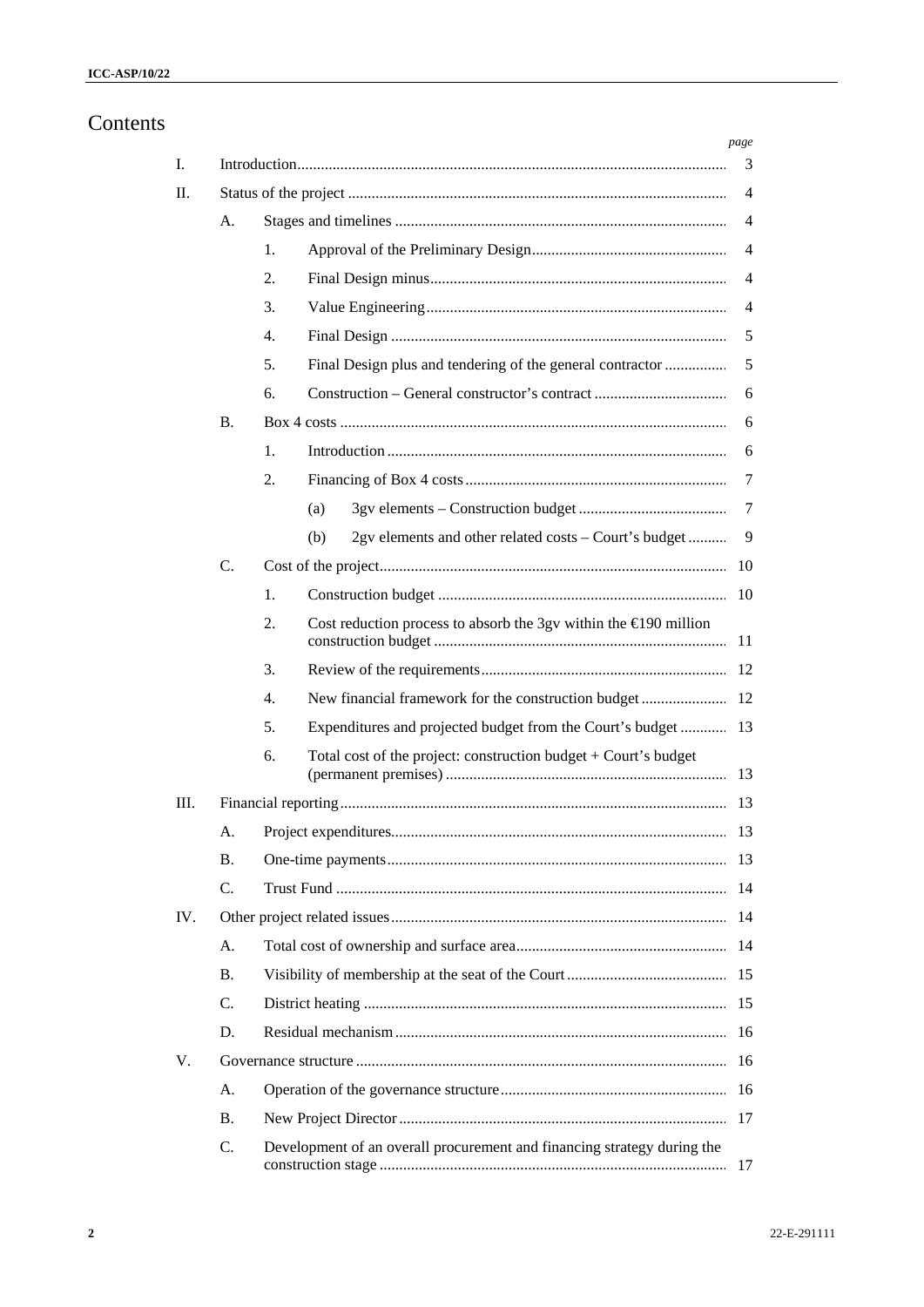# Contents

| | | | | | page |
|---|---|---|---|---|---|
| I. | Introduction | | | | 3 |
| II. | Status of the project | | | | 4 |
| | A. | Stages and timelines | | | 4 |
| | | 1. | Approval of the Preliminary Design | | 4 |
| | | 2. | Final Design minus | | 4 |
| | | 3. | Value Engineering | | 4 |
| | | 4. | Final Design | | 5 |
| | | 5. | Final Design plus and tendering of the general contractor | | 5 |
| | | 6. | Construction – General constructor's contract | | 6 |
| | B. | Box 4 costs | | | 6 |
| | | 1. | Introduction | | 6 |
| | | 2. | Financing of Box 4 costs | | 7 |
| | | | (a) | 3gv elements – Construction budget | 7 |
| | | | (b) | 2gv elements and other related costs – Court's budget | 9 |
| | C. | Cost of the project | | | 10 |
| | | 1. | Construction budget | | 10 |
| | | 2. | Cost reduction process to absorb the 3gv within the €190 million construction budget | | 11 |
| | | 3. | Review of the requirements | | 12 |
| | | 4. | New financial framework for the construction budget | | 12 |
| | | 5. | Expenditures and projected budget from the Court's budget | | 13 |
| | | 6. | Total cost of the project: construction budget + Court's budget (permanent premises) | | 13 |
| III. | Financial reporting | | | | 13 |
| | A. | Project expenditures | | | 13 |
| | B. | One-time payments | | | 13 |
| | C. | Trust Fund | | | 14 |
| IV. | Other project related issues | | | | 14 |
| | A. | Total cost of ownership and surface area | | | 14 |
| | B. | Visibility of membership at the seat of the Court | | | 15 |
| | C. | District heating | | | 15 |
| | D. | Residual mechanism | | | 16 |
| V. | Governance structure | | | | 16 |
| | A. | Operation of the governance structure | | | 16 |
| | B. | New Project Director | | | 17 |
| | C. | Development of an overall procurement and financing strategy during the construction stage | | | 17 |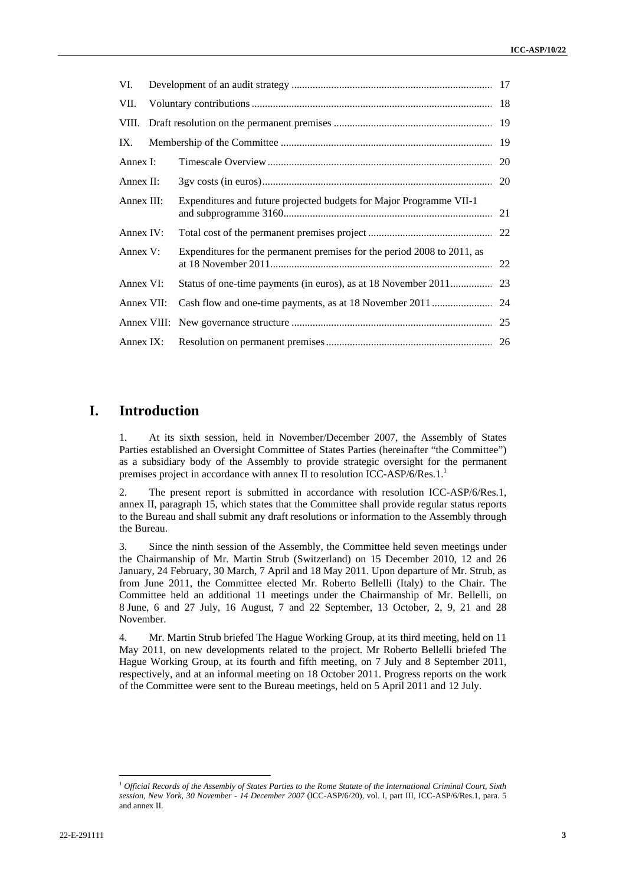| | | |
|---|---|---|
| VI. | Development of an audit strategy | 17 |
| VII. | Voluntary contributions | 18 |
| VIII. | Draft resolution on the permanent premises | 19 |
| IX. | Membership of the Committee | 19 |
| Annex I: | Timescale Overview | 20 |
| Annex II: | 3gv costs (in euros) | 20 |
| Annex III: | Expenditures and future projected budgets for Major Programme VII-1 and subprogramme 3160 | 21 |
| Annex IV: | Total cost of the permanent premises project | 22 |
| Annex V: | Expenditures for the permanent premises for the period 2008 to 2011, as at 18 November 2011 | 22 |
| Annex VI: | Status of one-time payments (in euros), as at 18 November 2011 | 23 |
| Annex VII: | Cash flow and one-time payments, as at 18 November 2011 | 24 |
| Annex VIII: | New governance structure | 25 |
| Annex IX: | Resolution on permanent premises | 26 |

# I. Introduction

1. At its sixth session, held in November/December 2007, the Assembly of States Parties established an Oversight Committee of States Parties (hereinafter "the Committee") as a subsidiary body of the Assembly to provide strategic oversight for the permanent premises project in accordance with annex II to resolution ICC-ASP/6/Res.1.[1]

2. The present report is submitted in accordance with resolution ICC-ASP/6/Res.1, annex II, paragraph 15, which states that the Committee shall provide regular status reports to the Bureau and shall submit any draft resolutions or information to the Assembly through the Bureau.

3. Since the ninth session of the Assembly, the Committee held seven meetings under the Chairmanship of Mr. Martin Strub (Switzerland) on 15 December 2010, 12 and 26 January, 24 February, 30 March, 7 April and 18 May 2011. Upon departure of Mr. Strub, as from June 2011, the Committee elected Mr. Roberto Bellelli (Italy) to the Chair. The Committee held an additional 11 meetings under the Chairmanship of Mr. Bellelli, on 8 June, 6 and 27 July, 16 August, 7 and 22 September, 13 October, 2, 9, 21 and 28 November.

4. Mr. Martin Strub briefed The Hague Working Group, at its third meeting, held on 11 May 2011, on new developments related to the project. Mr Roberto Bellelli briefed The Hague Working Group, at its fourth and fifth meeting, on 7 July and 8 September 2011, respectively, and at an informal meeting on 18 October 2011. Progress reports on the work of the Committee were sent to the Bureau meetings, held on 5 April 2011 and 12 July.

---

[1] *Official Records of the Assembly of States Parties to the Rome Statute of the International Criminal Court, Sixth session, New York, 30 November - 14 December 2007* (ICC-ASP/6/20), vol. I, part III, ICC-ASP/6/Res.1, para. 5 and annex II.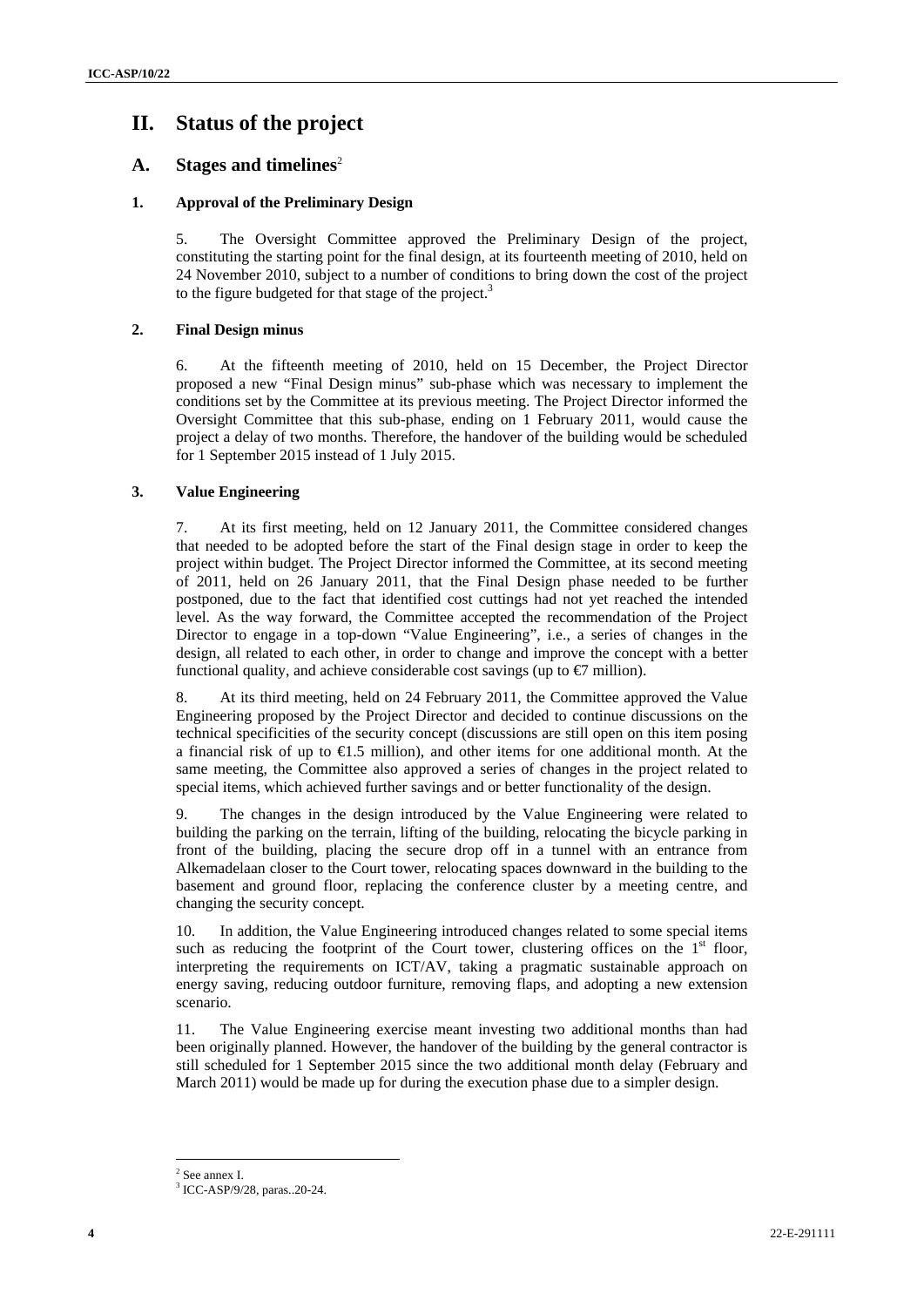# II. Status of the project

## A. Stages and timelines[2]

### 1. Approval of the Preliminary Design

5. The Oversight Committee approved the Preliminary Design of the project, constituting the starting point for the final design, at its fourteenth meeting of 2010, held on 24 November 2010, subject to a number of conditions to bring down the cost of the project to the figure budgeted for that stage of the project.[3]

### 2. Final Design minus

6. At the fifteenth meeting of 2010, held on 15 December, the Project Director proposed a new "Final Design minus" sub-phase which was necessary to implement the conditions set by the Committee at its previous meeting. The Project Director informed the Oversight Committee that this sub-phase, ending on 1 February 2011, would cause the project a delay of two months. Therefore, the handover of the building would be scheduled for 1 September 2015 instead of 1 July 2015.

### 3. Value Engineering

7. At its first meeting, held on 12 January 2011, the Committee considered changes that needed to be adopted before the start of the Final design stage in order to keep the project within budget. The Project Director informed the Committee, at its second meeting of 2011, held on 26 January 2011, that the Final Design phase needed to be further postponed, due to the fact that identified cost cuttings had not yet reached the intended level. As the way forward, the Committee accepted the recommendation of the Project Director to engage in a top-down "Value Engineering", i.e., a series of changes in the design, all related to each other, in order to change and improve the concept with a better functional quality, and achieve considerable cost savings (up to €7 million).

8. At its third meeting, held on 24 February 2011, the Committee approved the Value Engineering proposed by the Project Director and decided to continue discussions on the technical specificities of the security concept (discussions are still open on this item posing a financial risk of up to €1.5 million), and other items for one additional month. At the same meeting, the Committee also approved a series of changes in the project related to special items, which achieved further savings and or better functionality of the design.

9. The changes in the design introduced by the Value Engineering were related to building the parking on the terrain, lifting of the building, relocating the bicycle parking in front of the building, placing the secure drop off in a tunnel with an entrance from Alkemadelaan closer to the Court tower, relocating spaces downward in the building to the basement and ground floor, replacing the conference cluster by a meeting centre, and changing the security concept.

10. In addition, the Value Engineering introduced changes related to some special items such as reducing the footprint of the Court tower, clustering offices on the 1st floor, interpreting the requirements on ICT/AV, taking a pragmatic sustainable approach on energy saving, reducing outdoor furniture, removing flaps, and adopting a new extension scenario.

11. The Value Engineering exercise meant investing two additional months than had been originally planned. However, the handover of the building by the general contractor is still scheduled for 1 September 2015 since the two additional month delay (February and March 2011) would be made up for during the execution phase due to a simpler design.

---

[2] See annex I.

[3] ICC-ASP/9/28, paras..20-24.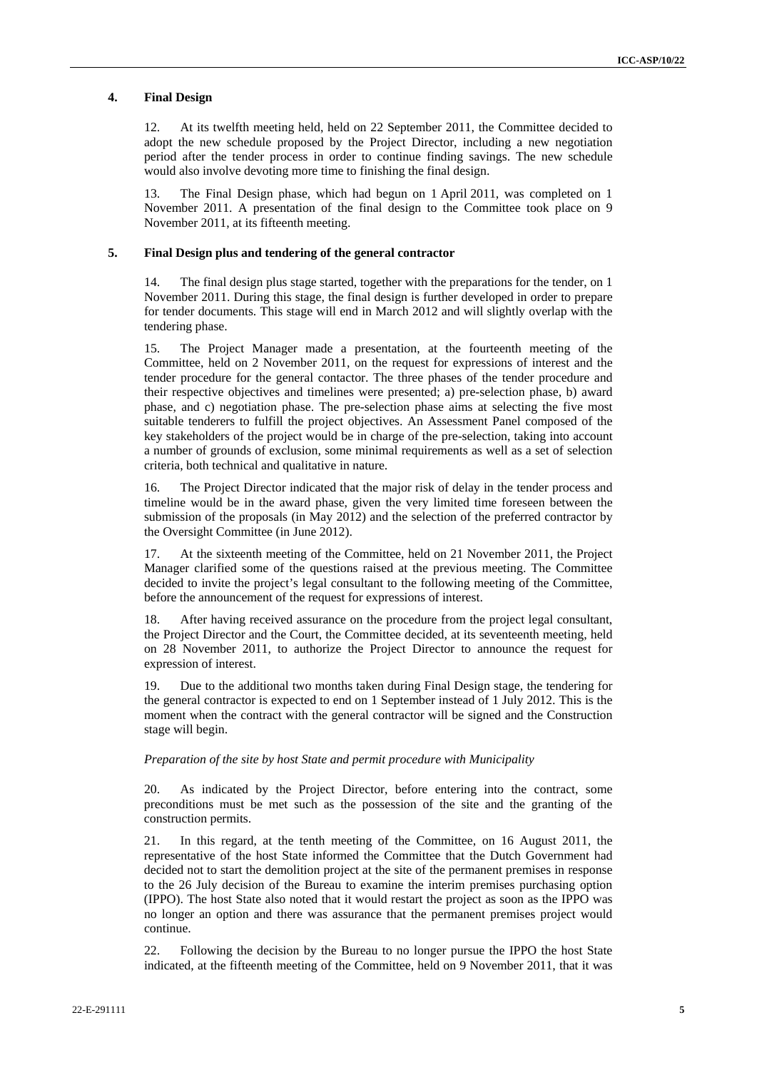## 4. Final Design

12. At its twelfth meeting held, held on 22 September 2011, the Committee decided to adopt the new schedule proposed by the Project Director, including a new negotiation period after the tender process in order to continue finding savings. The new schedule would also involve devoting more time to finishing the final design.

13. The Final Design phase, which had begun on 1 April 2011, was completed on 1 November 2011. A presentation of the final design to the Committee took place on 9 November 2011, at its fifteenth meeting.

## 5. Final Design plus and tendering of the general contractor

14. The final design plus stage started, together with the preparations for the tender, on 1 November 2011. During this stage, the final design is further developed in order to prepare for tender documents. This stage will end in March 2012 and will slightly overlap with the tendering phase.

15. The Project Manager made a presentation, at the fourteenth meeting of the Committee, held on 2 November 2011, on the request for expressions of interest and the tender procedure for the general contactor. The three phases of the tender procedure and their respective objectives and timelines were presented; a) pre-selection phase, b) award phase, and c) negotiation phase. The pre-selection phase aims at selecting the five most suitable tenderers to fulfill the project objectives. An Assessment Panel composed of the key stakeholders of the project would be in charge of the pre-selection, taking into account a number of grounds of exclusion, some minimal requirements as well as a set of selection criteria, both technical and qualitative in nature.

16. The Project Director indicated that the major risk of delay in the tender process and timeline would be in the award phase, given the very limited time foreseen between the submission of the proposals (in May 2012) and the selection of the preferred contractor by the Oversight Committee (in June 2012).

17. At the sixteenth meeting of the Committee, held on 21 November 2011, the Project Manager clarified some of the questions raised at the previous meeting. The Committee decided to invite the project's legal consultant to the following meeting of the Committee, before the announcement of the request for expressions of interest.

18. After having received assurance on the procedure from the project legal consultant, the Project Director and the Court, the Committee decided, at its seventeenth meeting, held on 28 November 2011, to authorize the Project Director to announce the request for expression of interest.

19. Due to the additional two months taken during Final Design stage, the tendering for the general contractor is expected to end on 1 September instead of 1 July 2012. This is the moment when the contract with the general contractor will be signed and the Construction stage will begin.

*Preparation of the site by host State and permit procedure with Municipality*

20. As indicated by the Project Director, before entering into the contract, some preconditions must be met such as the possession of the site and the granting of the construction permits.

21. In this regard, at the tenth meeting of the Committee, on 16 August 2011, the representative of the host State informed the Committee that the Dutch Government had decided not to start the demolition project at the site of the permanent premises in response to the 26 July decision of the Bureau to examine the interim premises purchasing option (IPPO). The host State also noted that it would restart the project as soon as the IPPO was no longer an option and there was assurance that the permanent premises project would continue.

22. Following the decision by the Bureau to no longer pursue the IPPO the host State indicated, at the fifteenth meeting of the Committee, held on 9 November 2011, that it was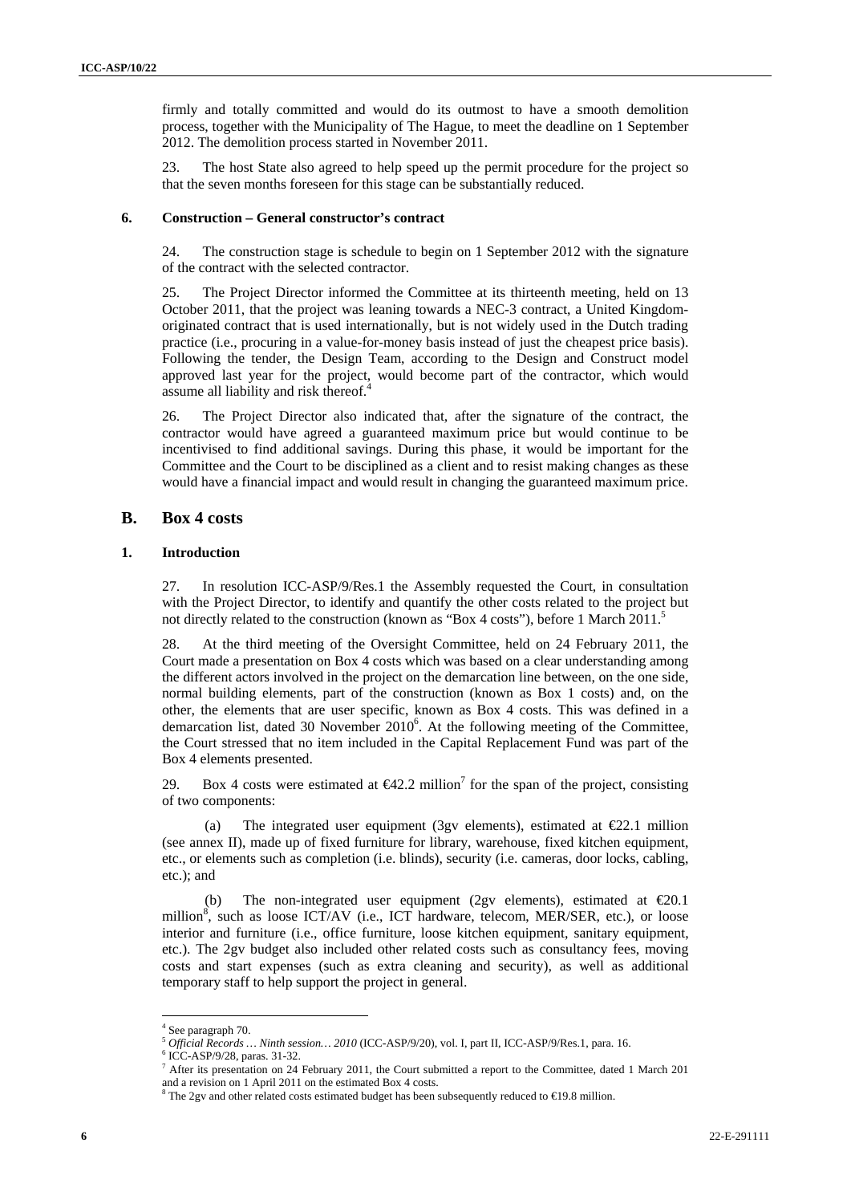firmly and totally committed and would do its outmost to have a smooth demolition process, together with the Municipality of The Hague, to meet the deadline on 1 September 2012. The demolition process started in November 2011.

23. The host State also agreed to help speed up the permit procedure for the project so that the seven months foreseen for this stage can be substantially reduced.

### 6. Construction – General constructor's contract

24. The construction stage is schedule to begin on 1 September 2012 with the signature of the contract with the selected contractor.

25. The Project Director informed the Committee at its thirteenth meeting, held on 13 October 2011, that the project was leaning towards a NEC-3 contract, a United Kingdom-originated contract that is used internationally, but is not widely used in the Dutch trading practice (i.e., procuring in a value-for-money basis instead of just the cheapest price basis). Following the tender, the Design Team, according to the Design and Construct model approved last year for the project, would become part of the contractor, which would assume all liability and risk thereof.[4]

26. The Project Director also indicated that, after the signature of the contract, the contractor would have agreed a guaranteed maximum price but would continue to be incentivised to find additional savings. During this phase, it would be important for the Committee and the Court to be disciplined as a client and to resist making changes as these would have a financial impact and would result in changing the guaranteed maximum price.

## B. Box 4 costs

### 1. Introduction

27. In resolution ICC-ASP/9/Res.1 the Assembly requested the Court, in consultation with the Project Director, to identify and quantify the other costs related to the project but not directly related to the construction (known as "Box 4 costs"), before 1 March 2011.[5]

28. At the third meeting of the Oversight Committee, held on 24 February 2011, the Court made a presentation on Box 4 costs which was based on a clear understanding among the different actors involved in the project on the demarcation line between, on the one side, normal building elements, part of the construction (known as Box 1 costs) and, on the other, the elements that are user specific, known as Box 4 costs. This was defined in a demarcation list, dated 30 November 2010[6]. At the following meeting of the Committee, the Court stressed that no item included in the Capital Replacement Fund was part of the Box 4 elements presented.

29. Box 4 costs were estimated at €42.2 million[7] for the span of the project, consisting of two components:

(a) The integrated user equipment (3gv elements), estimated at €22.1 million (see annex II), made up of fixed furniture for library, warehouse, fixed kitchen equipment, etc., or elements such as completion (i.e. blinds), security (i.e. cameras, door locks, cabling, etc.); and

(b) The non-integrated user equipment (2gv elements), estimated at €20.1 million[8], such as loose ICT/AV (i.e., ICT hardware, telecom, MER/SER, etc.), or loose interior and furniture (i.e., office furniture, loose kitchen equipment, sanitary equipment, etc.). The 2gv budget also included other related costs such as consultancy fees, moving costs and start expenses (such as extra cleaning and security), as well as additional temporary staff to help support the project in general.

---

[4] See paragraph 70.

[5] *Official Records … Ninth session… 2010* (ICC-ASP/9/20), vol. I, part II, ICC-ASP/9/Res.1, para. 16.

[6] ICC-ASP/9/28, paras. 31-32.

[7] After its presentation on 24 February 2011, the Court submitted a report to the Committee, dated 1 March 201 and a revision on 1 April 2011 on the estimated Box 4 costs.

[8] The 2gv and other related costs estimated budget has been subsequently reduced to €19.8 million.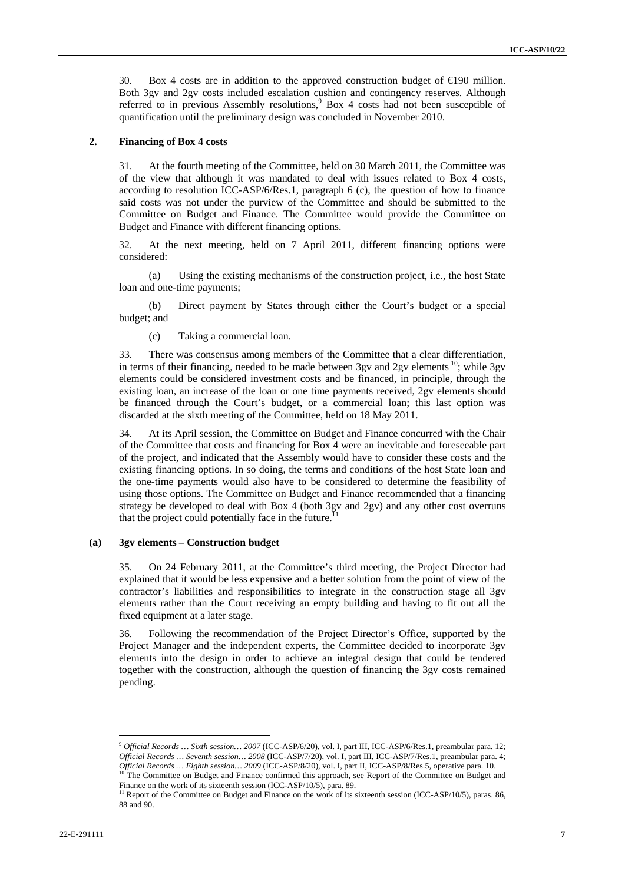30. Box 4 costs are in addition to the approved construction budget of €190 million. Both 3gv and 2gv costs included escalation cushion and contingency reserves. Although referred to in previous Assembly resolutions,[9] Box 4 costs had not been susceptible of quantification until the preliminary design was concluded in November 2010.

### 2. Financing of Box 4 costs

31. At the fourth meeting of the Committee, held on 30 March 2011, the Committee was of the view that although it was mandated to deal with issues related to Box 4 costs, according to resolution ICC-ASP/6/Res.1, paragraph 6 (c), the question of how to finance said costs was not under the purview of the Committee and should be submitted to the Committee on Budget and Finance. The Committee would provide the Committee on Budget and Finance with different financing options.

32. At the next meeting, held on 7 April 2011, different financing options were considered:

(a) Using the existing mechanisms of the construction project, i.e., the host State loan and one-time payments;

(b) Direct payment by States through either the Court's budget or a special budget; and

(c) Taking a commercial loan.

33. There was consensus among members of the Committee that a clear differentiation, in terms of their financing, needed to be made between 3gv and 2gv elements [10]; while 3gv elements could be considered investment costs and be financed, in principle, through the existing loan, an increase of the loan or one time payments received, 2gv elements should be financed through the Court's budget, or a commercial loan; this last option was discarded at the sixth meeting of the Committee, held on 18 May 2011.

34. At its April session, the Committee on Budget and Finance concurred with the Chair of the Committee that costs and financing for Box 4 were an inevitable and foreseeable part of the project, and indicated that the Assembly would have to consider these costs and the existing financing options. In so doing, the terms and conditions of the host State loan and the one-time payments would also have to be considered to determine the feasibility of using those options. The Committee on Budget and Finance recommended that a financing strategy be developed to deal with Box 4 (both 3gv and 2gv) and any other cost overruns that the project could potentially face in the future.[11]

#### (a) 3gv elements – Construction budget

35. On 24 February 2011, at the Committee's third meeting, the Project Director had explained that it would be less expensive and a better solution from the point of view of the contractor's liabilities and responsibilities to integrate in the construction stage all 3gv elements rather than the Court receiving an empty building and having to fit out all the fixed equipment at a later stage.

36. Following the recommendation of the Project Director's Office, supported by the Project Manager and the independent experts, the Committee decided to incorporate 3gv elements into the design in order to achieve an integral design that could be tendered together with the construction, although the question of financing the 3gv costs remained pending.

---

[9] *Official Records … Sixth session… 2007* (ICC-ASP/6/20), vol. I, part III, ICC-ASP/6/Res.1, preambular para. 12; *Official Records … Seventh session… 2008* (ICC-ASP/7/20), vol. I, part III, ICC-ASP/7/Res.1, preambular para. 4; *Official Records … Eighth session… 2009* (ICC-ASP/8/20), vol. I, part II, ICC-ASP/8/Res.5, operative para. 10.

[10] The Committee on Budget and Finance confirmed this approach, see Report of the Committee on Budget and Finance on the work of its sixteenth session (ICC-ASP/10/5), para. 89.

[11] Report of the Committee on Budget and Finance on the work of its sixteenth session (ICC-ASP/10/5), paras. 86, 88 and 90.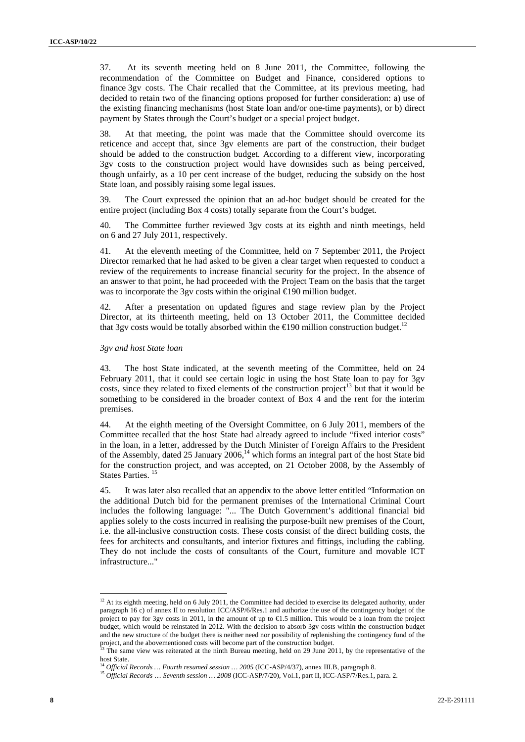37. At its seventh meeting held on 8 June 2011, the Committee, following the recommendation of the Committee on Budget and Finance, considered options to finance 3gv costs. The Chair recalled that the Committee, at its previous meeting, had decided to retain two of the financing options proposed for further consideration: a) use of the existing financing mechanisms (host State loan and/or one-time payments), or b) direct payment by States through the Court's budget or a special project budget.

38. At that meeting, the point was made that the Committee should overcome its reticence and accept that, since 3gv elements are part of the construction, their budget should be added to the construction budget. According to a different view, incorporating 3gv costs to the construction project would have downsides such as being perceived, though unfairly, as a 10 per cent increase of the budget, reducing the subsidy on the host State loan, and possibly raising some legal issues.

39. The Court expressed the opinion that an ad-hoc budget should be created for the entire project (including Box 4 costs) totally separate from the Court's budget.

40. The Committee further reviewed 3gv costs at its eighth and ninth meetings, held on 6 and 27 July 2011, respectively.

41. At the eleventh meeting of the Committee, held on 7 September 2011, the Project Director remarked that he had asked to be given a clear target when requested to conduct a review of the requirements to increase financial security for the project. In the absence of an answer to that point, he had proceeded with the Project Team on the basis that the target was to incorporate the 3gv costs within the original €190 million budget.

42. After a presentation on updated figures and stage review plan by the Project Director, at its thirteenth meeting, held on 13 October 2011, the Committee decided that 3gv costs would be totally absorbed within the €190 million construction budget.[12]

*3gv and host State loan*

43. The host State indicated, at the seventh meeting of the Committee, held on 24 February 2011, that it could see certain logic in using the host State loan to pay for 3gv costs, since they related to fixed elements of the construction project[13] but that it would be something to be considered in the broader context of Box 4 and the rent for the interim premises.

44. At the eighth meeting of the Oversight Committee, on 6 July 2011, members of the Committee recalled that the host State had already agreed to include "fixed interior costs" in the loan, in a letter, addressed by the Dutch Minister of Foreign Affairs to the President of the Assembly, dated 25 January 2006,[14] which forms an integral part of the host State bid for the construction project, and was accepted, on 21 October 2008, by the Assembly of States Parties.[15]

45. It was later also recalled that an appendix to the above letter entitled "Information on the additional Dutch bid for the permanent premises of the International Criminal Court includes the following language: "... The Dutch Government's additional financial bid applies solely to the costs incurred in realising the purpose-built new premises of the Court, i.e. the all-inclusive construction costs. These costs consist of the direct building costs, the fees for architects and consultants, and interior fixtures and fittings, including the cabling. They do not include the costs of consultants of the Court, furniture and movable ICT infrastructure..."

---

[12] At its eighth meeting, held on 6 July 2011, the Committee had decided to exercise its delegated authority, under paragraph 16 c) of annex II to resolution ICC/ASP/6/Res.1 and authorize the use of the contingency budget of the project to pay for 3gv costs in 2011, in the amount of up to €1.5 million. This would be a loan from the project budget, which would be reinstated in 2012. With the decision to absorb 3gv costs within the construction budget and the new structure of the budget there is neither need nor possibility of replenishing the contingency fund of the project, and the abovementioned costs will become part of the construction budget.

[13] The same view was reiterated at the ninth Bureau meeting, held on 29 June 2011, by the representative of the host State.

[14] *Official Records … Fourth resumed session … 2005* (ICC-ASP/4/37), annex III.B, paragraph 8.

[15] *Official Records … Seventh session … 2008* (ICC-ASP/7/20), Vol.1, part II, ICC-ASP/7/Res.1, para. 2.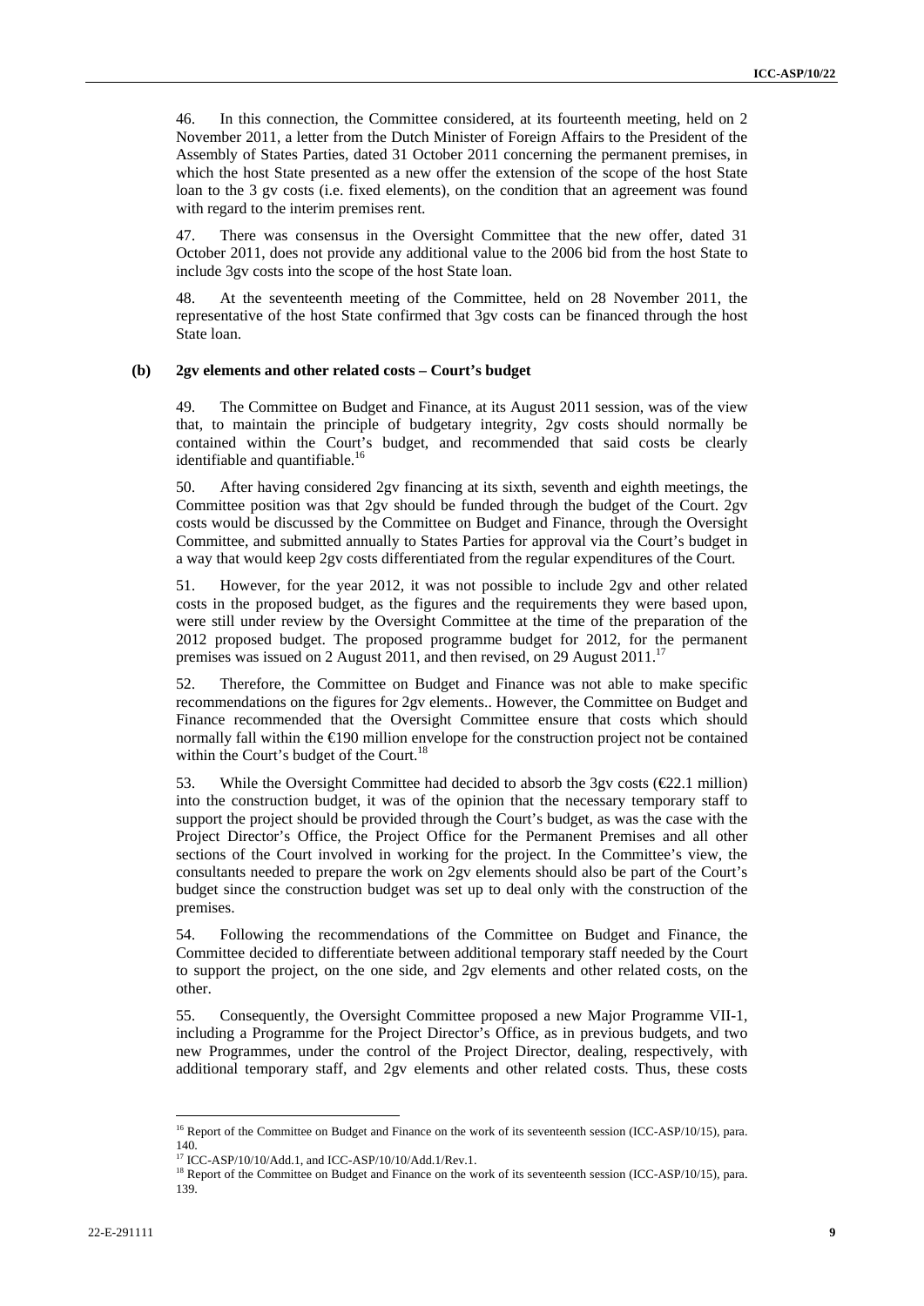46. In this connection, the Committee considered, at its fourteenth meeting, held on 2 November 2011, a letter from the Dutch Minister of Foreign Affairs to the President of the Assembly of States Parties, dated 31 October 2011 concerning the permanent premises, in which the host State presented as a new offer the extension of the scope of the host State loan to the 3 gv costs (i.e. fixed elements), on the condition that an agreement was found with regard to the interim premises rent.

47. There was consensus in the Oversight Committee that the new offer, dated 31 October 2011, does not provide any additional value to the 2006 bid from the host State to include 3gv costs into the scope of the host State loan.

48. At the seventeenth meeting of the Committee, held on 28 November 2011, the representative of the host State confirmed that 3gv costs can be financed through the host State loan.

#### (b) 2gv elements and other related costs – Court's budget

49. The Committee on Budget and Finance, at its August 2011 session, was of the view that, to maintain the principle of budgetary integrity, 2gv costs should normally be contained within the Court's budget, and recommended that said costs be clearly identifiable and quantifiable.[16]

50. After having considered 2gv financing at its sixth, seventh and eighth meetings, the Committee position was that 2gv should be funded through the budget of the Court. 2gv costs would be discussed by the Committee on Budget and Finance, through the Oversight Committee, and submitted annually to States Parties for approval via the Court's budget in a way that would keep 2gv costs differentiated from the regular expenditures of the Court.

51. However, for the year 2012, it was not possible to include 2gv and other related costs in the proposed budget, as the figures and the requirements they were based upon, were still under review by the Oversight Committee at the time of the preparation of the 2012 proposed budget. The proposed programme budget for 2012, for the permanent premises was issued on 2 August 2011, and then revised, on 29 August 2011.[17]

52. Therefore, the Committee on Budget and Finance was not able to make specific recommendations on the figures for 2gv elements.. However, the Committee on Budget and Finance recommended that the Oversight Committee ensure that costs which should normally fall within the €190 million envelope for the construction project not be contained within the Court's budget of the Court.[18]

53. While the Oversight Committee had decided to absorb the 3gv costs (€22.1 million) into the construction budget, it was of the opinion that the necessary temporary staff to support the project should be provided through the Court's budget, as was the case with the Project Director's Office, the Project Office for the Permanent Premises and all other sections of the Court involved in working for the project. In the Committee's view, the consultants needed to prepare the work on 2gv elements should also be part of the Court's budget since the construction budget was set up to deal only with the construction of the premises.

54. Following the recommendations of the Committee on Budget and Finance, the Committee decided to differentiate between additional temporary staff needed by the Court to support the project, on the one side, and 2gv elements and other related costs, on the other.

55. Consequently, the Oversight Committee proposed a new Major Programme VII-1, including a Programme for the Project Director's Office, as in previous budgets, and two new Programmes, under the control of the Project Director, dealing, respectively, with additional temporary staff, and 2gv elements and other related costs. Thus, these costs

---

[16] Report of the Committee on Budget and Finance on the work of its seventeenth session (ICC-ASP/10/15), para. 140.

[17] ICC-ASP/10/10/Add.1, and ICC-ASP/10/10/Add.1/Rev.1.

[18] Report of the Committee on Budget and Finance on the work of its seventeenth session (ICC-ASP/10/15), para. 139.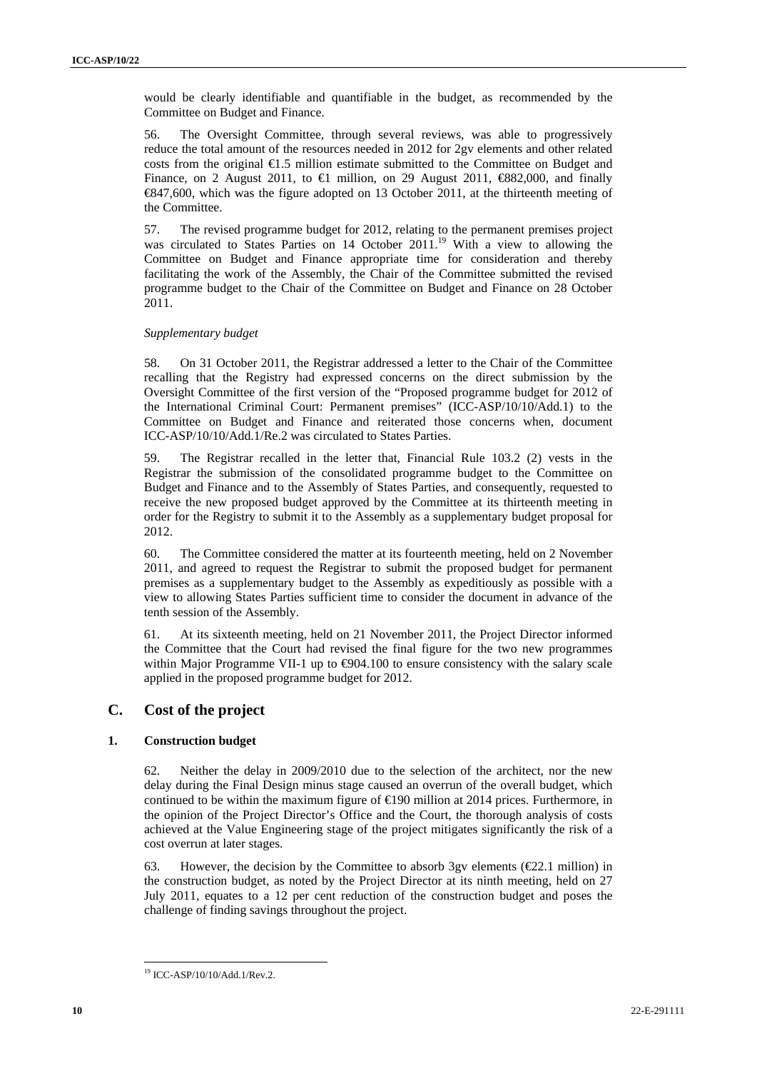would be clearly identifiable and quantifiable in the budget, as recommended by the Committee on Budget and Finance.

56. The Oversight Committee, through several reviews, was able to progressively reduce the total amount of the resources needed in 2012 for 2gv elements and other related costs from the original €1.5 million estimate submitted to the Committee on Budget and Finance, on 2 August 2011, to €1 million, on 29 August 2011, €882,000, and finally €847,600, which was the figure adopted on 13 October 2011, at the thirteenth meeting of the Committee.

57. The revised programme budget for 2012, relating to the permanent premises project was circulated to States Parties on 14 October 2011.[19] With a view to allowing the Committee on Budget and Finance appropriate time for consideration and thereby facilitating the work of the Assembly, the Chair of the Committee submitted the revised programme budget to the Chair of the Committee on Budget and Finance on 28 October 2011.

*Supplementary budget*

58. On 31 October 2011, the Registrar addressed a letter to the Chair of the Committee recalling that the Registry had expressed concerns on the direct submission by the Oversight Committee of the first version of the "Proposed programme budget for 2012 of the International Criminal Court: Permanent premises" (ICC-ASP/10/10/Add.1) to the Committee on Budget and Finance and reiterated those concerns when, document ICC-ASP/10/10/Add.1/Re.2 was circulated to States Parties.

59. The Registrar recalled in the letter that, Financial Rule 103.2 (2) vests in the Registrar the submission of the consolidated programme budget to the Committee on Budget and Finance and to the Assembly of States Parties, and consequently, requested to receive the new proposed budget approved by the Committee at its thirteenth meeting in order for the Registry to submit it to the Assembly as a supplementary budget proposal for 2012.

60. The Committee considered the matter at its fourteenth meeting, held on 2 November 2011, and agreed to request the Registrar to submit the proposed budget for permanent premises as a supplementary budget to the Assembly as expeditiously as possible with a view to allowing States Parties sufficient time to consider the document in advance of the tenth session of the Assembly.

61. At its sixteenth meeting, held on 21 November 2011, the Project Director informed the Committee that the Court had revised the final figure for the two new programmes within Major Programme VII-1 up to €904.100 to ensure consistency with the salary scale applied in the proposed programme budget for 2012.

## C. Cost of the project

### 1. Construction budget

62. Neither the delay in 2009/2010 due to the selection of the architect, nor the new delay during the Final Design minus stage caused an overrun of the overall budget, which continued to be within the maximum figure of €190 million at 2014 prices. Furthermore, in the opinion of the Project Director's Office and the Court, the thorough analysis of costs achieved at the Value Engineering stage of the project mitigates significantly the risk of a cost overrun at later stages.

63. However, the decision by the Committee to absorb 3gv elements (€22.1 million) in the construction budget, as noted by the Project Director at its ninth meeting, held on 27 July 2011, equates to a 12 per cent reduction of the construction budget and poses the challenge of finding savings throughout the project.

[19] ICC-ASP/10/10/Add.1/Rev.2.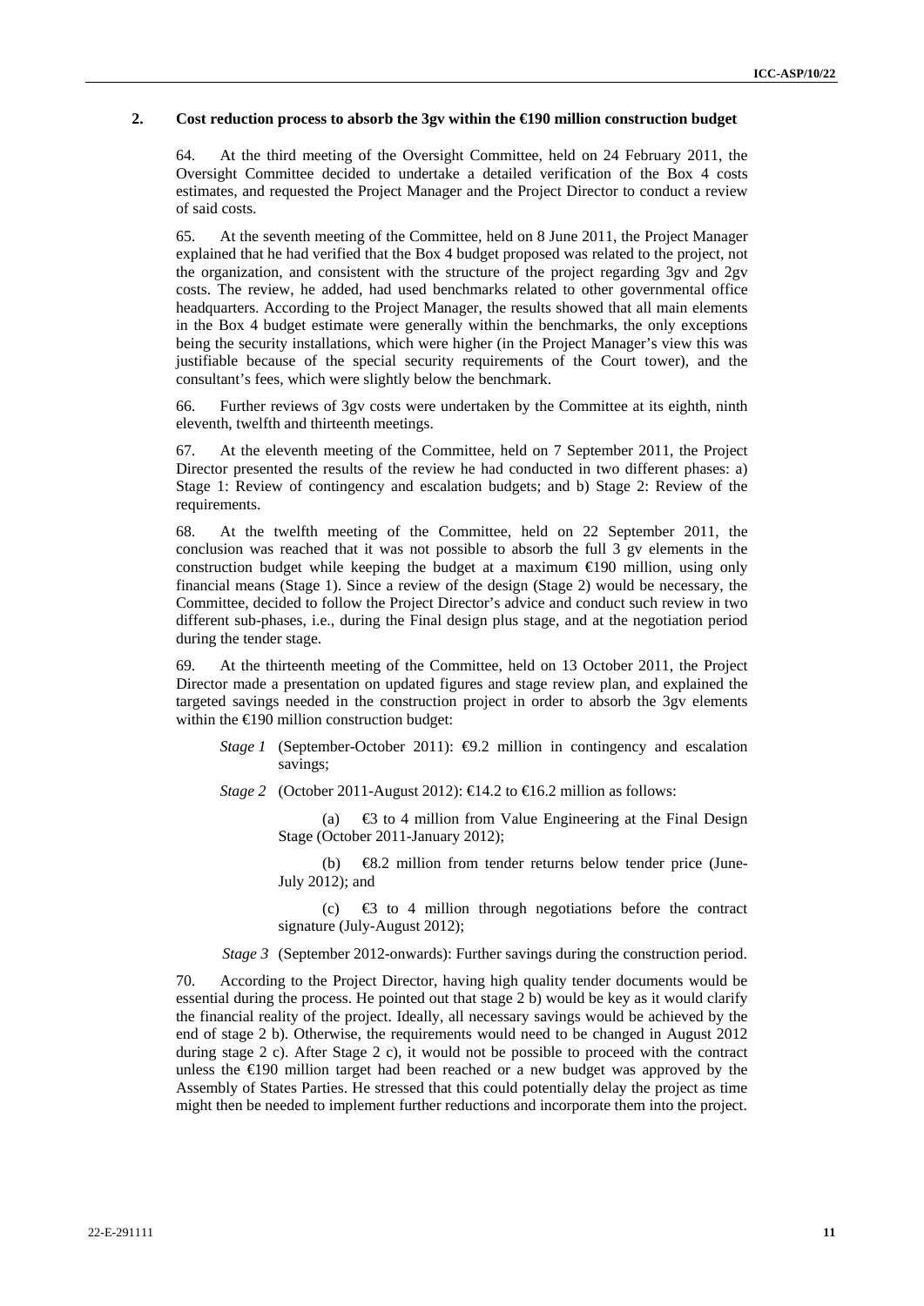## 2. Cost reduction process to absorb the 3gv within the €190 million construction budget

64. At the third meeting of the Oversight Committee, held on 24 February 2011, the Oversight Committee decided to undertake a detailed verification of the Box 4 costs estimates, and requested the Project Manager and the Project Director to conduct a review of said costs.

65. At the seventh meeting of the Committee, held on 8 June 2011, the Project Manager explained that he had verified that the Box 4 budget proposed was related to the project, not the organization, and consistent with the structure of the project regarding 3gv and 2gv costs. The review, he added, had used benchmarks related to other governmental office headquarters. According to the Project Manager, the results showed that all main elements in the Box 4 budget estimate were generally within the benchmarks, the only exceptions being the security installations, which were higher (in the Project Manager's view this was justifiable because of the special security requirements of the Court tower), and the consultant's fees, which were slightly below the benchmark.

66. Further reviews of 3gv costs were undertaken by the Committee at its eighth, ninth eleventh, twelfth and thirteenth meetings.

67. At the eleventh meeting of the Committee, held on 7 September 2011, the Project Director presented the results of the review he had conducted in two different phases: a) Stage 1: Review of contingency and escalation budgets; and b) Stage 2: Review of the requirements.

68. At the twelfth meeting of the Committee, held on 22 September 2011, the conclusion was reached that it was not possible to absorb the full 3 gv elements in the construction budget while keeping the budget at a maximum €190 million, using only financial means (Stage 1). Since a review of the design (Stage 2) would be necessary, the Committee, decided to follow the Project Director's advice and conduct such review in two different sub-phases, i.e., during the Final design plus stage, and at the negotiation period during the tender stage.

69. At the thirteenth meeting of the Committee, held on 13 October 2011, the Project Director made a presentation on updated figures and stage review plan, and explained the targeted savings needed in the construction project in order to absorb the 3gv elements within the €190 million construction budget:

*Stage 1* (September-October 2011): €9.2 million in contingency and escalation savings;

*Stage 2* (October 2011-August 2012): €14.2 to €16.2 million as follows:

(a) €3 to 4 million from Value Engineering at the Final Design Stage (October 2011-January 2012);

(b) €8.2 million from tender returns below tender price (June-July 2012); and

(c) €3 to 4 million through negotiations before the contract signature (July-August 2012);

*Stage 3* (September 2012-onwards): Further savings during the construction period.

70. According to the Project Director, having high quality tender documents would be essential during the process. He pointed out that stage 2 b) would be key as it would clarify the financial reality of the project. Ideally, all necessary savings would be achieved by the end of stage 2 b). Otherwise, the requirements would need to be changed in August 2012 during stage 2 c). After Stage 2 c), it would not be possible to proceed with the contract unless the €190 million target had been reached or a new budget was approved by the Assembly of States Parties. He stressed that this could potentially delay the project as time might then be needed to implement further reductions and incorporate them into the project.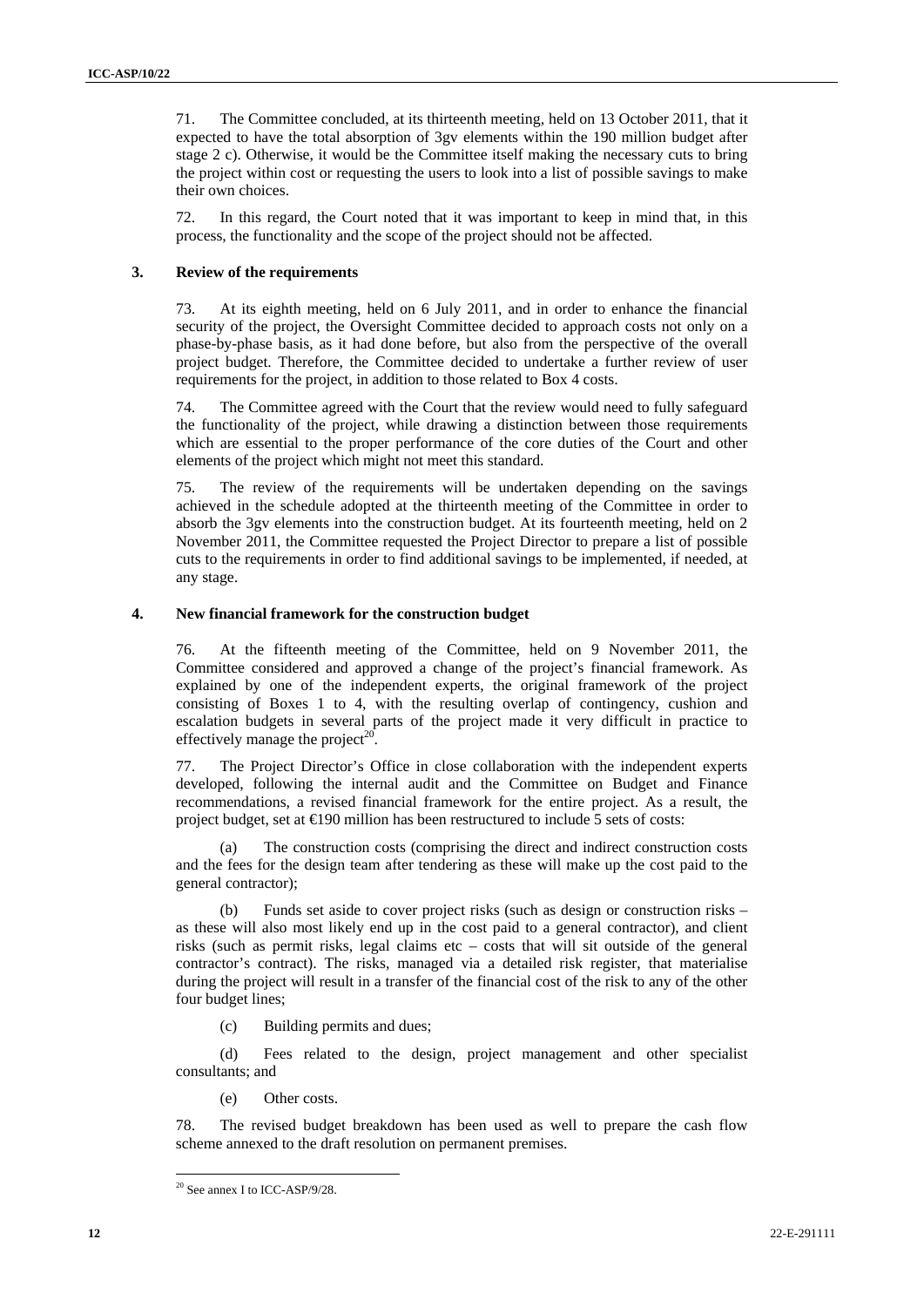71. The Committee concluded, at its thirteenth meeting, held on 13 October 2011, that it expected to have the total absorption of 3gv elements within the 190 million budget after stage 2 c). Otherwise, it would be the Committee itself making the necessary cuts to bring the project within cost or requesting the users to look into a list of possible savings to make their own choices.

72. In this regard, the Court noted that it was important to keep in mind that, in this process, the functionality and the scope of the project should not be affected.

### 3. Review of the requirements

73. At its eighth meeting, held on 6 July 2011, and in order to enhance the financial security of the project, the Oversight Committee decided to approach costs not only on a phase-by-phase basis, as it had done before, but also from the perspective of the overall project budget. Therefore, the Committee decided to undertake a further review of user requirements for the project, in addition to those related to Box 4 costs.

74. The Committee agreed with the Court that the review would need to fully safeguard the functionality of the project, while drawing a distinction between those requirements which are essential to the proper performance of the core duties of the Court and other elements of the project which might not meet this standard.

75. The review of the requirements will be undertaken depending on the savings achieved in the schedule adopted at the thirteenth meeting of the Committee in order to absorb the 3gv elements into the construction budget. At its fourteenth meeting, held on 2 November 2011, the Committee requested the Project Director to prepare a list of possible cuts to the requirements in order to find additional savings to be implemented, if needed, at any stage.

### 4. New financial framework for the construction budget

76. At the fifteenth meeting of the Committee, held on 9 November 2011, the Committee considered and approved a change of the project's financial framework. As explained by one of the independent experts, the original framework of the project consisting of Boxes 1 to 4, with the resulting overlap of contingency, cushion and escalation budgets in several parts of the project made it very difficult in practice to effectively manage the project[20].

77. The Project Director's Office in close collaboration with the independent experts developed, following the internal audit and the Committee on Budget and Finance recommendations, a revised financial framework for the entire project. As a result, the project budget, set at €190 million has been restructured to include 5 sets of costs:

(a) The construction costs (comprising the direct and indirect construction costs and the fees for the design team after tendering as these will make up the cost paid to the general contractor);

(b) Funds set aside to cover project risks (such as design or construction risks – as these will also most likely end up in the cost paid to a general contractor), and client risks (such as permit risks, legal claims etc – costs that will sit outside of the general contractor's contract). The risks, managed via a detailed risk register, that materialise during the project will result in a transfer of the financial cost of the risk to any of the other four budget lines;

(c) Building permits and dues;

(d) Fees related to the design, project management and other specialist consultants; and

(e) Other costs.

78. The revised budget breakdown has been used as well to prepare the cash flow scheme annexed to the draft resolution on permanent premises.

[20] See annex I to ICC-ASP/9/28.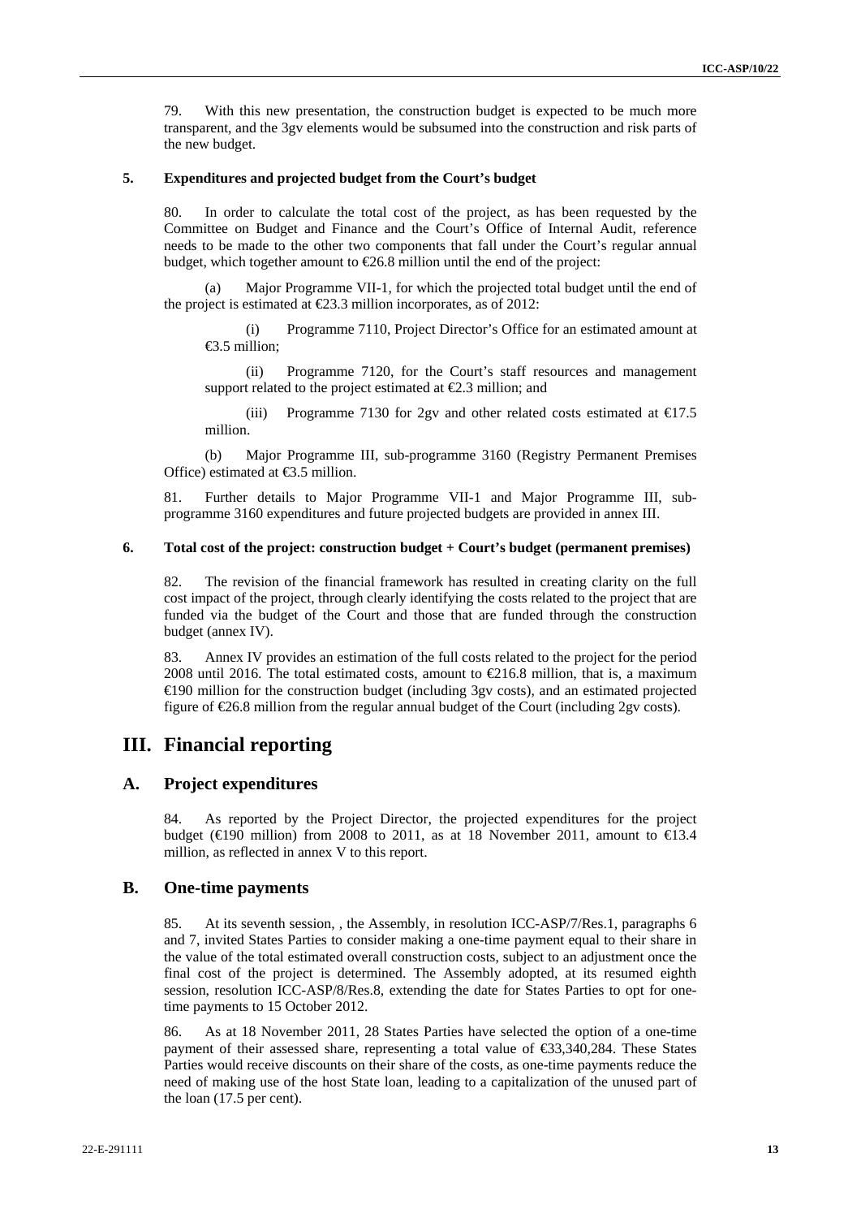79. With this new presentation, the construction budget is expected to be much more transparent, and the 3gv elements would be subsumed into the construction and risk parts of the new budget.

### 5. Expenditures and projected budget from the Court's budget

80. In order to calculate the total cost of the project, as has been requested by the Committee on Budget and Finance and the Court's Office of Internal Audit, reference needs to be made to the other two components that fall under the Court's regular annual budget, which together amount to €26.8 million until the end of the project:

(a) Major Programme VII-1, for which the projected total budget until the end of the project is estimated at €23.3 million incorporates, as of 2012:

(i) Programme 7110, Project Director's Office for an estimated amount at €3.5 million;

(ii) Programme 7120, for the Court's staff resources and management support related to the project estimated at €2.3 million; and

(iii) Programme 7130 for 2gv and other related costs estimated at €17.5 million.

(b) Major Programme III, sub-programme 3160 (Registry Permanent Premises Office) estimated at €3.5 million.

81. Further details to Major Programme VII-1 and Major Programme III, sub-programme 3160 expenditures and future projected budgets are provided in annex III.

### 6. Total cost of the project: construction budget + Court's budget (permanent premises)

82. The revision of the financial framework has resulted in creating clarity on the full cost impact of the project, through clearly identifying the costs related to the project that are funded via the budget of the Court and those that are funded through the construction budget (annex IV).

83. Annex IV provides an estimation of the full costs related to the project for the period 2008 until 2016. The total estimated costs, amount to €216.8 million, that is, a maximum €190 million for the construction budget (including 3gv costs), and an estimated projected figure of €26.8 million from the regular annual budget of the Court (including 2gv costs).

# III. Financial reporting

## A. Project expenditures

84. As reported by the Project Director, the projected expenditures for the project budget (€190 million) from 2008 to 2011, as at 18 November 2011, amount to €13.4 million, as reflected in annex V to this report.

## B. One-time payments

85. At its seventh session, , the Assembly, in resolution ICC-ASP/7/Res.1, paragraphs 6 and 7, invited States Parties to consider making a one-time payment equal to their share in the value of the total estimated overall construction costs, subject to an adjustment once the final cost of the project is determined. The Assembly adopted, at its resumed eighth session, resolution ICC-ASP/8/Res.8, extending the date for States Parties to opt for one-time payments to 15 October 2012.

86. As at 18 November 2011, 28 States Parties have selected the option of a one-time payment of their assessed share, representing a total value of €33,340,284. These States Parties would receive discounts on their share of the costs, as one-time payments reduce the need of making use of the host State loan, leading to a capitalization of the unused part of the loan (17.5 per cent).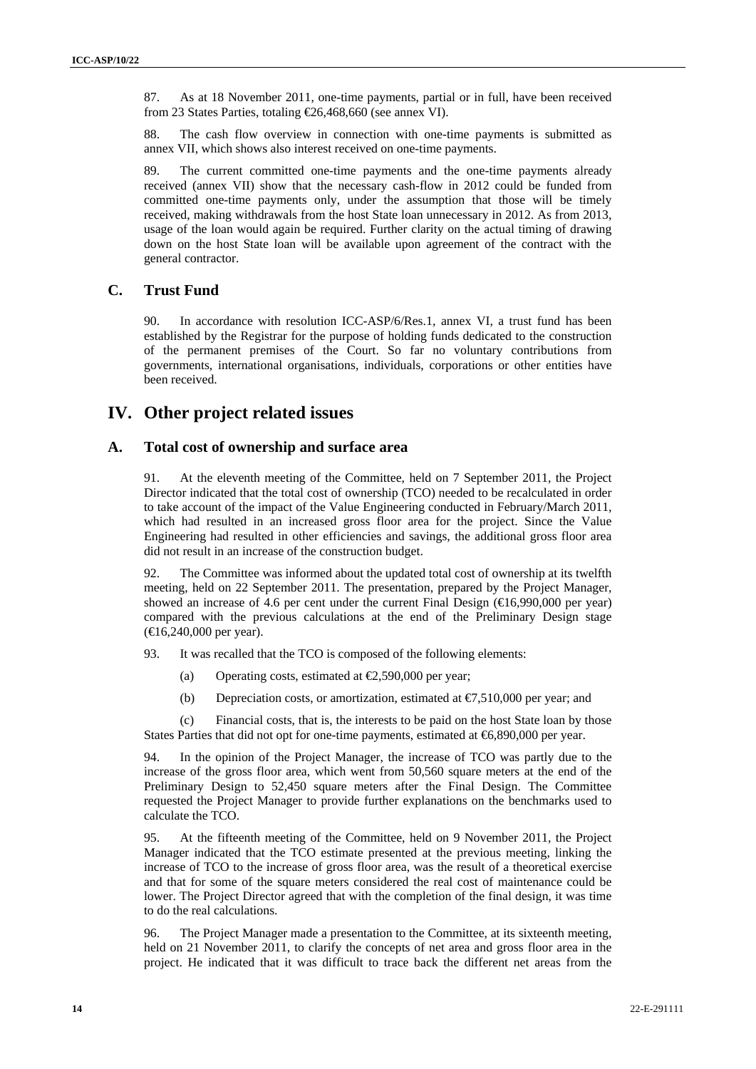87. As at 18 November 2011, one-time payments, partial or in full, have been received from 23 States Parties, totaling €26,468,660 (see annex VI).

88. The cash flow overview in connection with one-time payments is submitted as annex VII, which shows also interest received on one-time payments.

89. The current committed one-time payments and the one-time payments already received (annex VII) show that the necessary cash-flow in 2012 could be funded from committed one-time payments only, under the assumption that those will be timely received, making withdrawals from the host State loan unnecessary in 2012. As from 2013, usage of the loan would again be required. Further clarity on the actual timing of drawing down on the host State loan will be available upon agreement of the contract with the general contractor.

## C. Trust Fund

90. In accordance with resolution ICC-ASP/6/Res.1, annex VI, a trust fund has been established by the Registrar for the purpose of holding funds dedicated to the construction of the permanent premises of the Court. So far no voluntary contributions from governments, international organisations, individuals, corporations or other entities have been received.

# IV. Other project related issues

## A. Total cost of ownership and surface area

91. At the eleventh meeting of the Committee, held on 7 September 2011, the Project Director indicated that the total cost of ownership (TCO) needed to be recalculated in order to take account of the impact of the Value Engineering conducted in February/March 2011, which had resulted in an increased gross floor area for the project. Since the Value Engineering had resulted in other efficiencies and savings, the additional gross floor area did not result in an increase of the construction budget.

92. The Committee was informed about the updated total cost of ownership at its twelfth meeting, held on 22 September 2011. The presentation, prepared by the Project Manager, showed an increase of 4.6 per cent under the current Final Design (€16,990,000 per year) compared with the previous calculations at the end of the Preliminary Design stage (€16,240,000 per year).

93. It was recalled that the TCO is composed of the following elements:

(a) Operating costs, estimated at €2,590,000 per year;

(b) Depreciation costs, or amortization, estimated at €7,510,000 per year; and

(c) Financial costs, that is, the interests to be paid on the host State loan by those States Parties that did not opt for one-time payments, estimated at €6,890,000 per year.

94. In the opinion of the Project Manager, the increase of TCO was partly due to the increase of the gross floor area, which went from 50,560 square meters at the end of the Preliminary Design to 52,450 square meters after the Final Design. The Committee requested the Project Manager to provide further explanations on the benchmarks used to calculate the TCO.

95. At the fifteenth meeting of the Committee, held on 9 November 2011, the Project Manager indicated that the TCO estimate presented at the previous meeting, linking the increase of TCO to the increase of gross floor area, was the result of a theoretical exercise and that for some of the square meters considered the real cost of maintenance could be lower. The Project Director agreed that with the completion of the final design, it was time to do the real calculations.

96. The Project Manager made a presentation to the Committee, at its sixteenth meeting, held on 21 November 2011, to clarify the concepts of net area and gross floor area in the project. He indicated that it was difficult to trace back the different net areas from the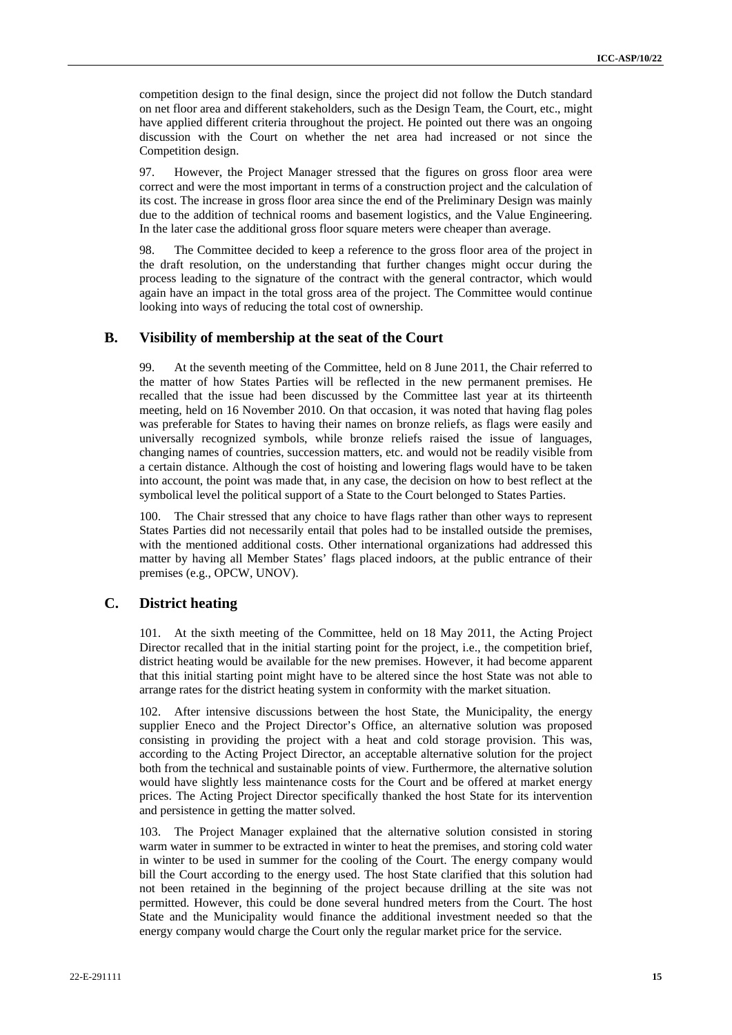competition design to the final design, since the project did not follow the Dutch standard on net floor area and different stakeholders, such as the Design Team, the Court, etc., might have applied different criteria throughout the project. He pointed out there was an ongoing discussion with the Court on whether the net area had increased or not since the Competition design.

97. However, the Project Manager stressed that the figures on gross floor area were correct and were the most important in terms of a construction project and the calculation of its cost. The increase in gross floor area since the end of the Preliminary Design was mainly due to the addition of technical rooms and basement logistics, and the Value Engineering. In the later case the additional gross floor square meters were cheaper than average.

98. The Committee decided to keep a reference to the gross floor area of the project in the draft resolution, on the understanding that further changes might occur during the process leading to the signature of the contract with the general contractor, which would again have an impact in the total gross area of the project. The Committee would continue looking into ways of reducing the total cost of ownership.

## B. Visibility of membership at the seat of the Court

99. At the seventh meeting of the Committee, held on 8 June 2011, the Chair referred to the matter of how States Parties will be reflected in the new permanent premises. He recalled that the issue had been discussed by the Committee last year at its thirteenth meeting, held on 16 November 2010. On that occasion, it was noted that having flag poles was preferable for States to having their names on bronze reliefs, as flags were easily and universally recognized symbols, while bronze reliefs raised the issue of languages, changing names of countries, succession matters, etc. and would not be readily visible from a certain distance. Although the cost of hoisting and lowering flags would have to be taken into account, the point was made that, in any case, the decision on how to best reflect at the symbolical level the political support of a State to the Court belonged to States Parties.

100. The Chair stressed that any choice to have flags rather than other ways to represent States Parties did not necessarily entail that poles had to be installed outside the premises, with the mentioned additional costs. Other international organizations had addressed this matter by having all Member States' flags placed indoors, at the public entrance of their premises (e.g., OPCW, UNOV).

## C. District heating

101. At the sixth meeting of the Committee, held on 18 May 2011, the Acting Project Director recalled that in the initial starting point for the project, i.e., the competition brief, district heating would be available for the new premises. However, it had become apparent that this initial starting point might have to be altered since the host State was not able to arrange rates for the district heating system in conformity with the market situation.

102. After intensive discussions between the host State, the Municipality, the energy supplier Eneco and the Project Director's Office, an alternative solution was proposed consisting in providing the project with a heat and cold storage provision. This was, according to the Acting Project Director, an acceptable alternative solution for the project both from the technical and sustainable points of view. Furthermore, the alternative solution would have slightly less maintenance costs for the Court and be offered at market energy prices. The Acting Project Director specifically thanked the host State for its intervention and persistence in getting the matter solved.

103. The Project Manager explained that the alternative solution consisted in storing warm water in summer to be extracted in winter to heat the premises, and storing cold water in winter to be used in summer for the cooling of the Court. The energy company would bill the Court according to the energy used. The host State clarified that this solution had not been retained in the beginning of the project because drilling at the site was not permitted. However, this could be done several hundred meters from the Court. The host State and the Municipality would finance the additional investment needed so that the energy company would charge the Court only the regular market price for the service.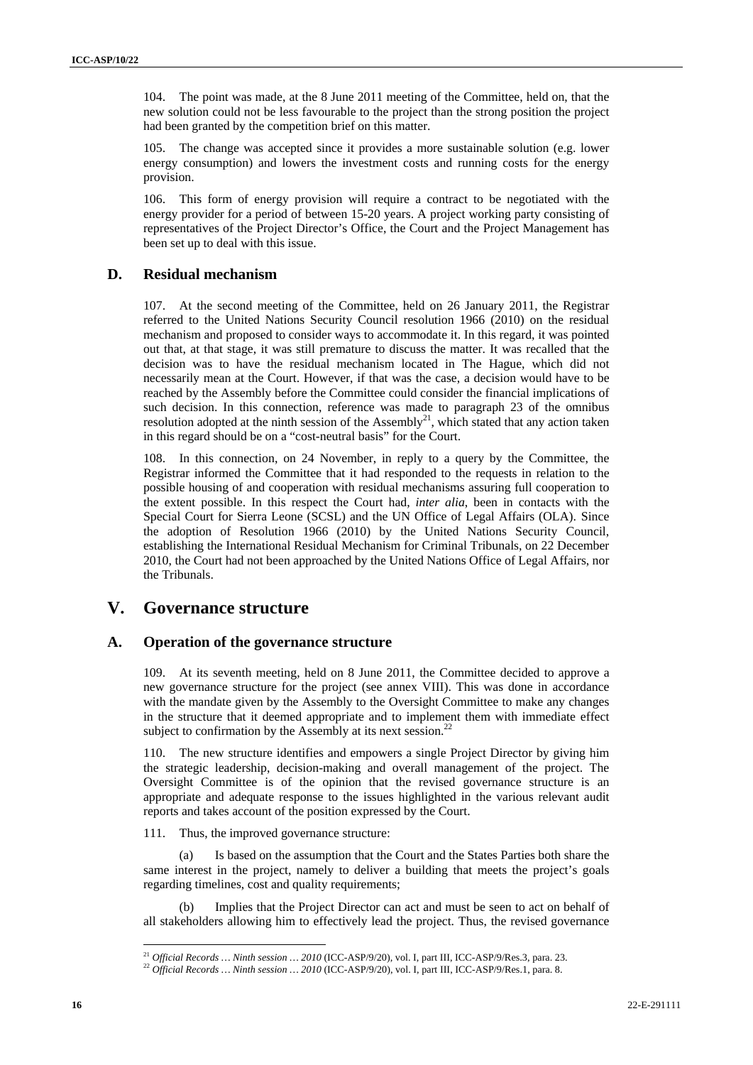104. The point was made, at the 8 June 2011 meeting of the Committee, held on, that the new solution could not be less favourable to the project than the strong position the project had been granted by the competition brief on this matter.

105. The change was accepted since it provides a more sustainable solution (e.g. lower energy consumption) and lowers the investment costs and running costs for the energy provision.

106. This form of energy provision will require a contract to be negotiated with the energy provider for a period of between 15-20 years. A project working party consisting of representatives of the Project Director's Office, the Court and the Project Management has been set up to deal with this issue.

## D. Residual mechanism

107. At the second meeting of the Committee, held on 26 January 2011, the Registrar referred to the United Nations Security Council resolution 1966 (2010) on the residual mechanism and proposed to consider ways to accommodate it. In this regard, it was pointed out that, at that stage, it was still premature to discuss the matter. It was recalled that the decision was to have the residual mechanism located in The Hague, which did not necessarily mean at the Court. However, if that was the case, a decision would have to be reached by the Assembly before the Committee could consider the financial implications of such decision. In this connection, reference was made to paragraph 23 of the omnibus resolution adopted at the ninth session of the Assembly[21], which stated that any action taken in this regard should be on a "cost-neutral basis" for the Court.

108. In this connection, on 24 November, in reply to a query by the Committee, the Registrar informed the Committee that it had responded to the requests in relation to the possible housing of and cooperation with residual mechanisms assuring full cooperation to the extent possible. In this respect the Court had, *inter alia*, been in contacts with the Special Court for Sierra Leone (SCSL) and the UN Office of Legal Affairs (OLA). Since the adoption of Resolution 1966 (2010) by the United Nations Security Council, establishing the International Residual Mechanism for Criminal Tribunals, on 22 December 2010, the Court had not been approached by the United Nations Office of Legal Affairs, nor the Tribunals.

# V. Governance structure

## A. Operation of the governance structure

109. At its seventh meeting, held on 8 June 2011, the Committee decided to approve a new governance structure for the project (see annex VIII). This was done in accordance with the mandate given by the Assembly to the Oversight Committee to make any changes in the structure that it deemed appropriate and to implement them with immediate effect subject to confirmation by the Assembly at its next session.[22]

110. The new structure identifies and empowers a single Project Director by giving him the strategic leadership, decision-making and overall management of the project. The Oversight Committee is of the opinion that the revised governance structure is an appropriate and adequate response to the issues highlighted in the various relevant audit reports and takes account of the position expressed by the Court.

111. Thus, the improved governance structure:

(a) Is based on the assumption that the Court and the States Parties both share the same interest in the project, namely to deliver a building that meets the project's goals regarding timelines, cost and quality requirements;

(b) Implies that the Project Director can act and must be seen to act on behalf of all stakeholders allowing him to effectively lead the project. Thus, the revised governance

---

[21] *Official Records … Ninth session … 2010* (ICC-ASP/9/20), vol. I, part III, ICC-ASP/9/Res.3, para. 23.

[22] *Official Records … Ninth session … 2010* (ICC-ASP/9/20), vol. I, part III, ICC-ASP/9/Res.1, para. 8.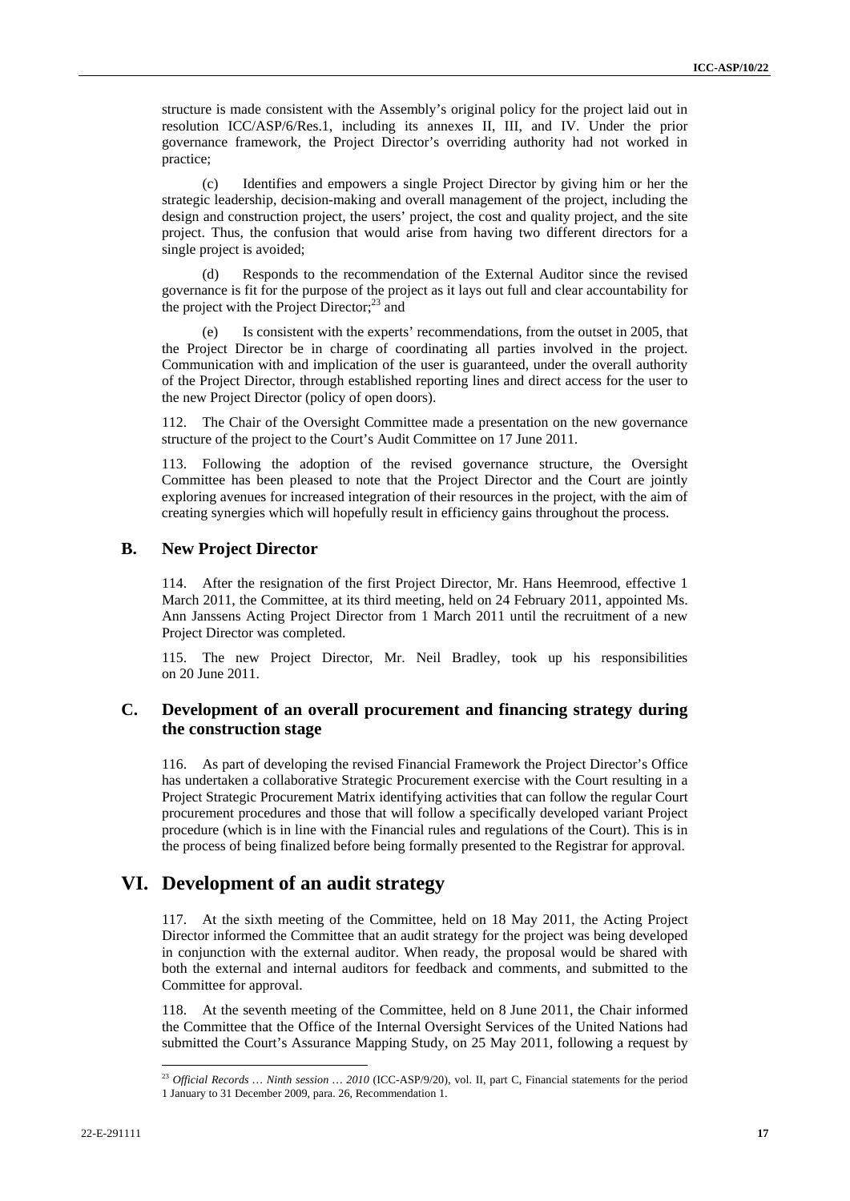structure is made consistent with the Assembly's original policy for the project laid out in resolution ICC/ASP/6/Res.1, including its annexes II, III, and IV. Under the prior governance framework, the Project Director's overriding authority had not worked in practice;

(c) Identifies and empowers a single Project Director by giving him or her the strategic leadership, decision-making and overall management of the project, including the design and construction project, the users' project, the cost and quality project, and the site project. Thus, the confusion that would arise from having two different directors for a single project is avoided;

(d) Responds to the recommendation of the External Auditor since the revised governance is fit for the purpose of the project as it lays out full and clear accountability for the project with the Project Director;[23] and

(e) Is consistent with the experts' recommendations, from the outset in 2005, that the Project Director be in charge of coordinating all parties involved in the project. Communication with and implication of the user is guaranteed, under the overall authority of the Project Director, through established reporting lines and direct access for the user to the new Project Director (policy of open doors).

112. The Chair of the Oversight Committee made a presentation on the new governance structure of the project to the Court's Audit Committee on 17 June 2011.

113. Following the adoption of the revised governance structure, the Oversight Committee has been pleased to note that the Project Director and the Court are jointly exploring avenues for increased integration of their resources in the project, with the aim of creating synergies which will hopefully result in efficiency gains throughout the process.

## B. New Project Director

114. After the resignation of the first Project Director, Mr. Hans Heemrood, effective 1 March 2011, the Committee, at its third meeting, held on 24 February 2011, appointed Ms. Ann Janssens Acting Project Director from 1 March 2011 until the recruitment of a new Project Director was completed.

115. The new Project Director, Mr. Neil Bradley, took up his responsibilities on 20 June 2011.

## C. Development of an overall procurement and financing strategy during the construction stage

116. As part of developing the revised Financial Framework the Project Director's Office has undertaken a collaborative Strategic Procurement exercise with the Court resulting in a Project Strategic Procurement Matrix identifying activities that can follow the regular Court procurement procedures and those that will follow a specifically developed variant Project procedure (which is in line with the Financial rules and regulations of the Court). This is in the process of being finalized before being formally presented to the Registrar for approval.

# VI. Development of an audit strategy

117. At the sixth meeting of the Committee, held on 18 May 2011, the Acting Project Director informed the Committee that an audit strategy for the project was being developed in conjunction with the external auditor. When ready, the proposal would be shared with both the external and internal auditors for feedback and comments, and submitted to the Committee for approval.

118. At the seventh meeting of the Committee, held on 8 June 2011, the Chair informed the Committee that the Office of the Internal Oversight Services of the United Nations had submitted the Court's Assurance Mapping Study, on 25 May 2011, following a request by

---

[23] *Official Records … Ninth session … 2010* (ICC-ASP/9/20), vol. II, part C, Financial statements for the period 1 January to 31 December 2009, para. 26, Recommendation 1.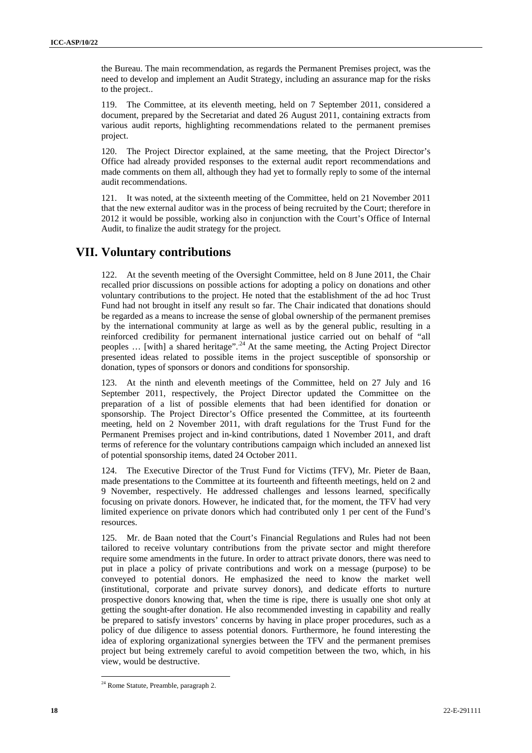the Bureau. The main recommendation, as regards the Permanent Premises project, was the need to develop and implement an Audit Strategy, including an assurance map for the risks to the project..

119. The Committee, at its eleventh meeting, held on 7 September 2011, considered a document, prepared by the Secretariat and dated 26 August 2011, containing extracts from various audit reports, highlighting recommendations related to the permanent premises project.

120. The Project Director explained, at the same meeting, that the Project Director's Office had already provided responses to the external audit report recommendations and made comments on them all, although they had yet to formally reply to some of the internal audit recommendations.

121. It was noted, at the sixteenth meeting of the Committee, held on 21 November 2011 that the new external auditor was in the process of being recruited by the Court; therefore in 2012 it would be possible, working also in conjunction with the Court's Office of Internal Audit, to finalize the audit strategy for the project.

# VII. Voluntary contributions

122. At the seventh meeting of the Oversight Committee, held on 8 June 2011, the Chair recalled prior discussions on possible actions for adopting a policy on donations and other voluntary contributions to the project. He noted that the establishment of the ad hoc Trust Fund had not brought in itself any result so far. The Chair indicated that donations should be regarded as a means to increase the sense of global ownership of the permanent premises by the international community at large as well as by the general public, resulting in a reinforced credibility for permanent international justice carried out on behalf of "all peoples … [with] a shared heritage".[24] At the same meeting, the Acting Project Director presented ideas related to possible items in the project susceptible of sponsorship or donation, types of sponsors or donors and conditions for sponsorship.

123. At the ninth and eleventh meetings of the Committee, held on 27 July and 16 September 2011, respectively, the Project Director updated the Committee on the preparation of a list of possible elements that had been identified for donation or sponsorship. The Project Director's Office presented the Committee, at its fourteenth meeting, held on 2 November 2011, with draft regulations for the Trust Fund for the Permanent Premises project and in-kind contributions, dated 1 November 2011, and draft terms of reference for the voluntary contributions campaign which included an annexed list of potential sponsorship items, dated 24 October 2011.

124. The Executive Director of the Trust Fund for Victims (TFV), Mr. Pieter de Baan, made presentations to the Committee at its fourteenth and fifteenth meetings, held on 2 and 9 November, respectively. He addressed challenges and lessons learned, specifically focusing on private donors. However, he indicated that, for the moment, the TFV had very limited experience on private donors which had contributed only 1 per cent of the Fund's resources.

125. Mr. de Baan noted that the Court's Financial Regulations and Rules had not been tailored to receive voluntary contributions from the private sector and might therefore require some amendments in the future. In order to attract private donors, there was need to put in place a policy of private contributions and work on a message (purpose) to be conveyed to potential donors. He emphasized the need to know the market well (institutional, corporate and private survey donors), and dedicate efforts to nurture prospective donors knowing that, when the time is ripe, there is usually one shot only at getting the sought-after donation. He also recommended investing in capability and really be prepared to satisfy investors' concerns by having in place proper procedures, such as a policy of due diligence to assess potential donors. Furthermore, he found interesting the idea of exploring organizational synergies between the TFV and the permanent premises project but being extremely careful to avoid competition between the two, which, in his view, would be destructive.

[24] Rome Statute, Preamble, paragraph 2.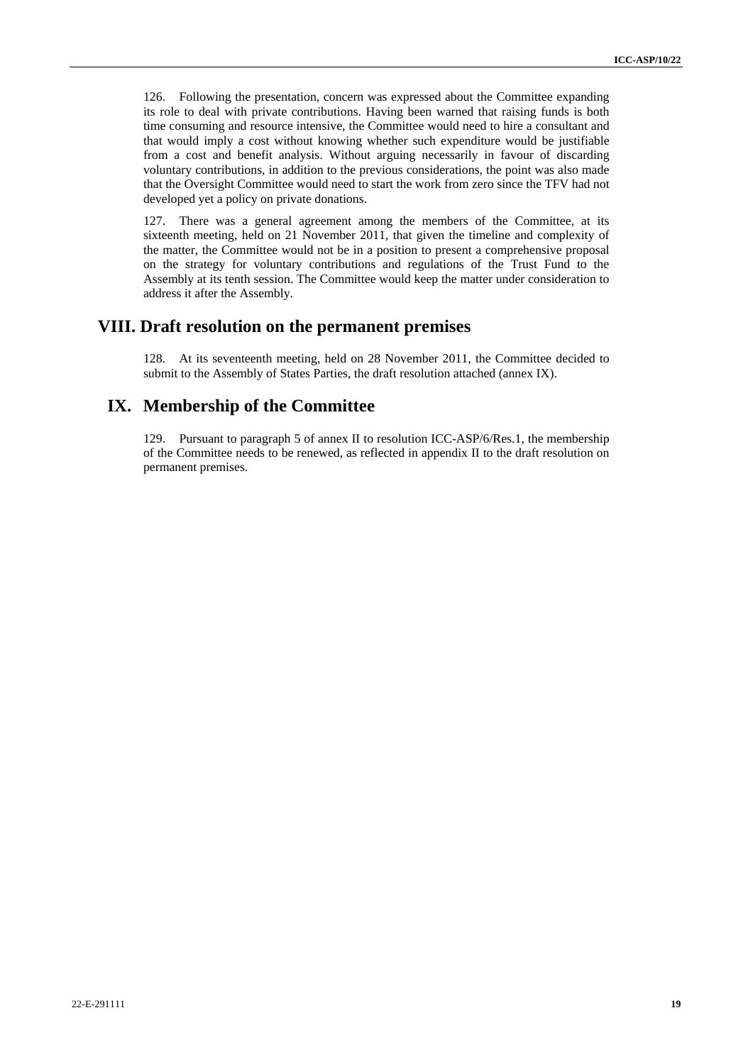126. Following the presentation, concern was expressed about the Committee expanding its role to deal with private contributions. Having been warned that raising funds is both time consuming and resource intensive, the Committee would need to hire a consultant and that would imply a cost without knowing whether such expenditure would be justifiable from a cost and benefit analysis. Without arguing necessarily in favour of discarding voluntary contributions, in addition to the previous considerations, the point was also made that the Oversight Committee would need to start the work from zero since the TFV had not developed yet a policy on private donations.

127. There was a general agreement among the members of the Committee, at its sixteenth meeting, held on 21 November 2011, that given the timeline and complexity of the matter, the Committee would not be in a position to present a comprehensive proposal on the strategy for voluntary contributions and regulations of the Trust Fund to the Assembly at its tenth session. The Committee would keep the matter under consideration to address it after the Assembly.

## VIII. Draft resolution on the permanent premises

128. At its seventeenth meeting, held on 28 November 2011, the Committee decided to submit to the Assembly of States Parties, the draft resolution attached (annex IX).

## IX. Membership of the Committee

129. Pursuant to paragraph 5 of annex II to resolution ICC-ASP/6/Res.1, the membership of the Committee needs to be renewed, as reflected in appendix II to the draft resolution on permanent premises.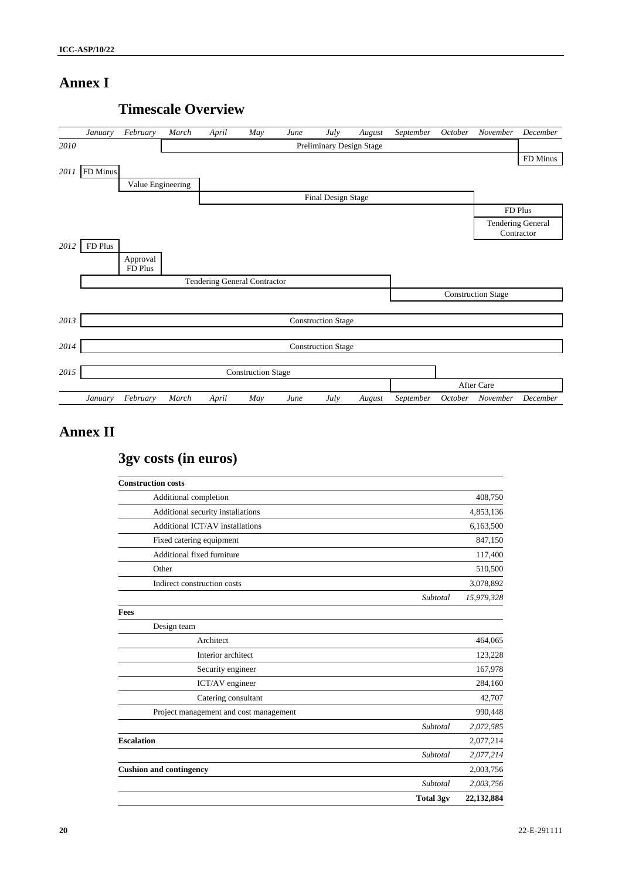# Annex I

## Timescale Overview

| | January | February | March | April | May | June | July | August | September | October | November | December |
|---|---|---|---|---|---|---|---|---|---|---|---|---|
| 2010 | | | Preliminary Design Stage (March–November) | | | | | | | | | |
| | | | | | | | | | | | | FD Minus |
| 2011 | FD Minus | | | | | | | | | | | |
| | | Value Engineering (February–March) | | | | | | | | | | |
| | | | | Final Design Stage (April–October) | | | | | | | | |
| | | | | | | | | | | | FD Plus (November–December) | |
| | | | | | | | | | | | Tendering General Contractor (November–December) | |
| 2012 | FD Plus | | | | | | | | | | | |
| | | Approval FD Plus | | | | | | | | | | |
| | Tendering General Contractor (January–August) | | | | | | | | | | | |
| | | | | | | | | | Construction Stage (September–December) | | | |
| 2013 | Construction Stage (January–December) | | | | | | | | | | | |
| 2014 | Construction Stage (January–December) | | | | | | | | | | | |
| 2015 | Construction Stage (January–September) | | | | | | | | | | | |
| | | | | | | | | | After Care (September–December) | | | |

# Annex II

## 3gv costs (in euros)

| | |
|---|---|
| **Construction costs** | |
| Additional completion | 408,750 |
| Additional security installations | 4,853,136 |
| Additional ICT/AV installations | 6,163,500 |
| Fixed catering equipment | 847,150 |
| Additional fixed furniture | 117,400 |
| Other | 510,500 |
| Indirect construction costs | 3,078,892 |
| *Subtotal* | *15,979,328* |
| **Fees** | |
| Design team | |
| Architect | 464,065 |
| Interior architect | 123,228 |
| Security engineer | 167,978 |
| ICT/AV engineer | 284,160 |
| Catering consultant | 42,707 |
| Project management and cost management | 990,448 |
| *Subtotal* | *2,072,585* |
| **Escalation** | 2,077,214 |
| *Subtotal* | *2,077,214* |
| **Cushion and contingency** | 2,003,756 |
| *Subtotal* | *2,003,756* |
| **Total 3gv** | **22,132,884** |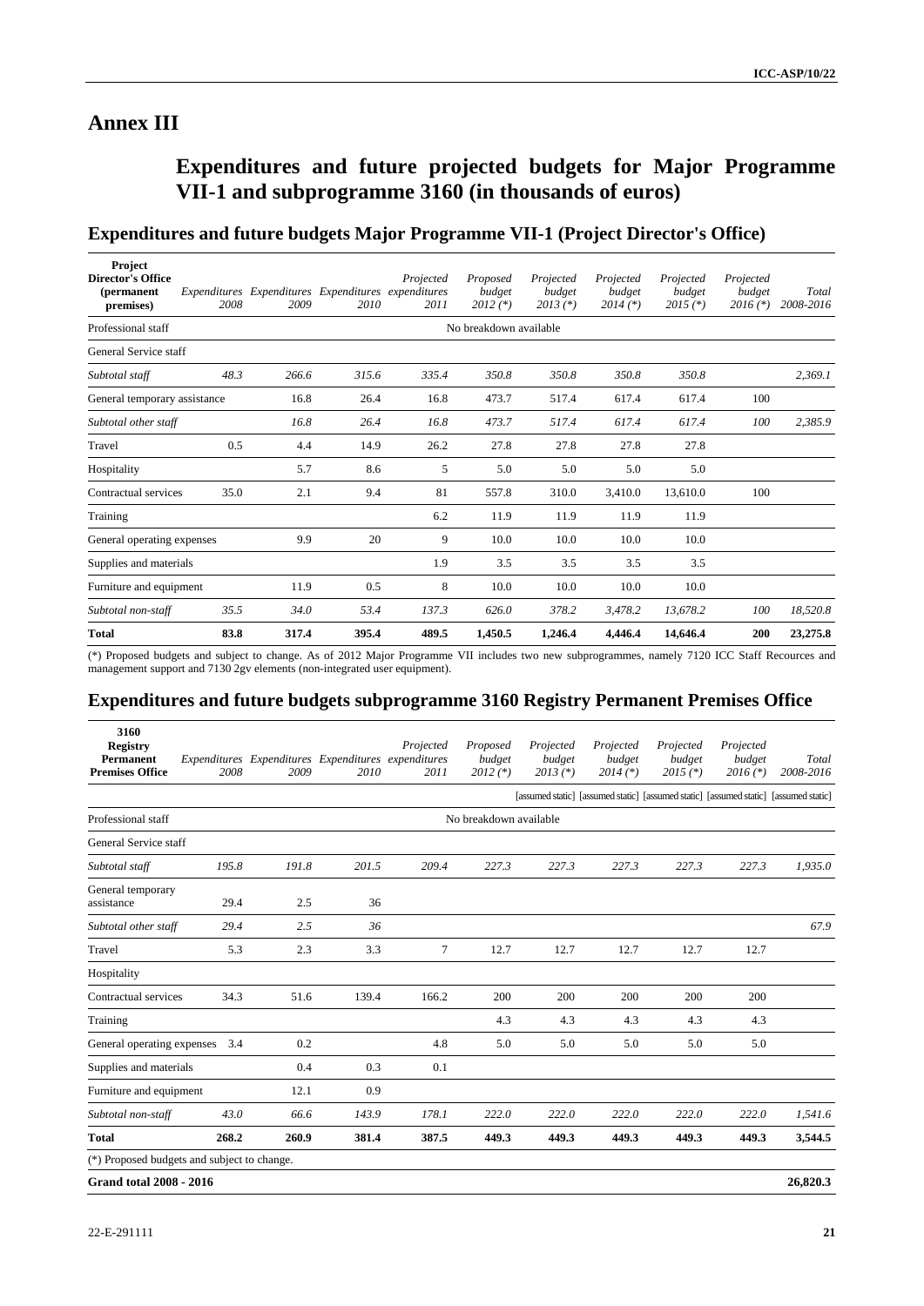# Annex III

## Expenditures and future projected budgets for Major Programme VII-1 and subprogramme 3160 (in thousands of euros)

### Expenditures and future budgets Major Programme VII-1 (Project Director's Office)

| Project Director's Office (permanent premises) | Expenditures 2008 | Expenditures 2009 | Expenditures 2010 | Projected expenditures 2011 | Proposed budget 2012 (*) | Projected budget 2013 (*) | Projected budget 2014 (*) | Projected budget 2015 (*) | Projected budget 2016 (*) | Total 2008-2016 |
|---|---|---|---|---|---|---|---|---|---|---|
| Professional staff | | | | | No breakdown available | | | | | |
| General Service staff | | | | | | | | | | |
| *Subtotal staff* | *48.3* | *266.6* | *315.6* | *335.4* | *350.8* | *350.8* | *350.8* | *350.8* | | *2,369.1* |
| General temporary assistance | | 16.8 | 26.4 | 16.8 | 473.7 | 517.4 | 617.4 | 617.4 | 100 | |
| *Subtotal other staff* | | *16.8* | *26.4* | *16.8* | *473.7* | *517.4* | *617.4* | *617.4* | *100* | *2,385.9* |
| Travel | 0.5 | 4.4 | 14.9 | 26.2 | 27.8 | 27.8 | 27.8 | 27.8 | | |
| Hospitality | | 5.7 | 8.6 | 5 | 5.0 | 5.0 | 5.0 | 5.0 | | |
| Contractual services | 35.0 | 2.1 | 9.4 | 81 | 557.8 | 310.0 | 3,410.0 | 13,610.0 | 100 | |
| Training | | | | 6.2 | 11.9 | 11.9 | 11.9 | 11.9 | | |
| General operating expenses | | 9.9 | 20 | 9 | 10.0 | 10.0 | 10.0 | 10.0 | | |
| Supplies and materials | | | | 1.9 | 3.5 | 3.5 | 3.5 | 3.5 | | |
| Furniture and equipment | | 11.9 | 0.5 | 8 | 10.0 | 10.0 | 10.0 | 10.0 | | |
| *Subtotal non-staff* | *35.5* | *34.0* | *53.4* | *137.3* | *626.0* | *378.2* | *3,478.2* | *13,678.2* | *100* | *18,520.8* |
| **Total** | **83.8** | **317.4** | **395.4** | **489.5** | **1,450.5** | **1,246.4** | **4,446.4** | **14,646.4** | **200** | **23,275.8** |

(*) Proposed budgets and subject to change. As of 2012 Major Programme VII includes two new subprogrammes, namely 7120 ICC Staff Recources and management support and 7130 2gv elements (non-integrated user equipment).

### Expenditures and future budgets subprogramme 3160 Registry Permanent Premises Office

| 3160 Registry Permanent Premises Office | Expenditures 2008 | Expenditures 2009 | Expenditures 2010 | Projected expenditures 2011 | Proposed budget 2012 (*) | Projected budget 2013 (*) | Projected budget 2014 (*) | Projected budget 2015 (*) | Projected budget 2016 (*) | Total 2008-2016 |
|---|---|---|---|---|---|---|---|---|---|---|
| | | | | | | [assumed static] | [assumed static] | [assumed static] | [assumed static] | [assumed static] |
| Professional staff | | | | | No breakdown available | | | | | |
| General Service staff | | | | | | | | | | |
| *Subtotal staff* | *195.8* | *191.8* | *201.5* | *209.4* | *227.3* | *227.3* | *227.3* | *227.3* | *227.3* | *1,935.0* |
| General temporary assistance | 29.4 | 2.5 | 36 | | | | | | | |
| *Subtotal other staff* | *29.4* | *2.5* | *36* | | | | | | | *67.9* |
| Travel | 5.3 | 2.3 | 3.3 | 7 | 12.7 | 12.7 | 12.7 | 12.7 | 12.7 | |
| Hospitality | | | | | | | | | | |
| Contractual services | 34.3 | 51.6 | 139.4 | 166.2 | 200 | 200 | 200 | 200 | 200 | |
| Training | | | | | 4.3 | 4.3 | 4.3 | 4.3 | 4.3 | |
| General operating expenses | 3.4 | 0.2 | | 4.8 | 5.0 | 5.0 | 5.0 | 5.0 | 5.0 | |
| Supplies and materials | | 0.4 | 0.3 | 0.1 | | | | | | |
| Furniture and equipment | | 12.1 | 0.9 | | | | | | | |
| *Subtotal non-staff* | *43.0* | *66.6* | *143.9* | *178.1* | *222.0* | *222.0* | *222.0* | *222.0* | *222.0* | *1,541.6* |
| **Total** | **268.2** | **260.9** | **381.4** | **387.5** | **449.3** | **449.3** | **449.3** | **449.3** | **449.3** | **3,544.5** |
| (*) Proposed budgets and subject to change. | | | | | | | | | | |
| **Grand total 2008 - 2016** | | | | | | | | | | **26,820.3** |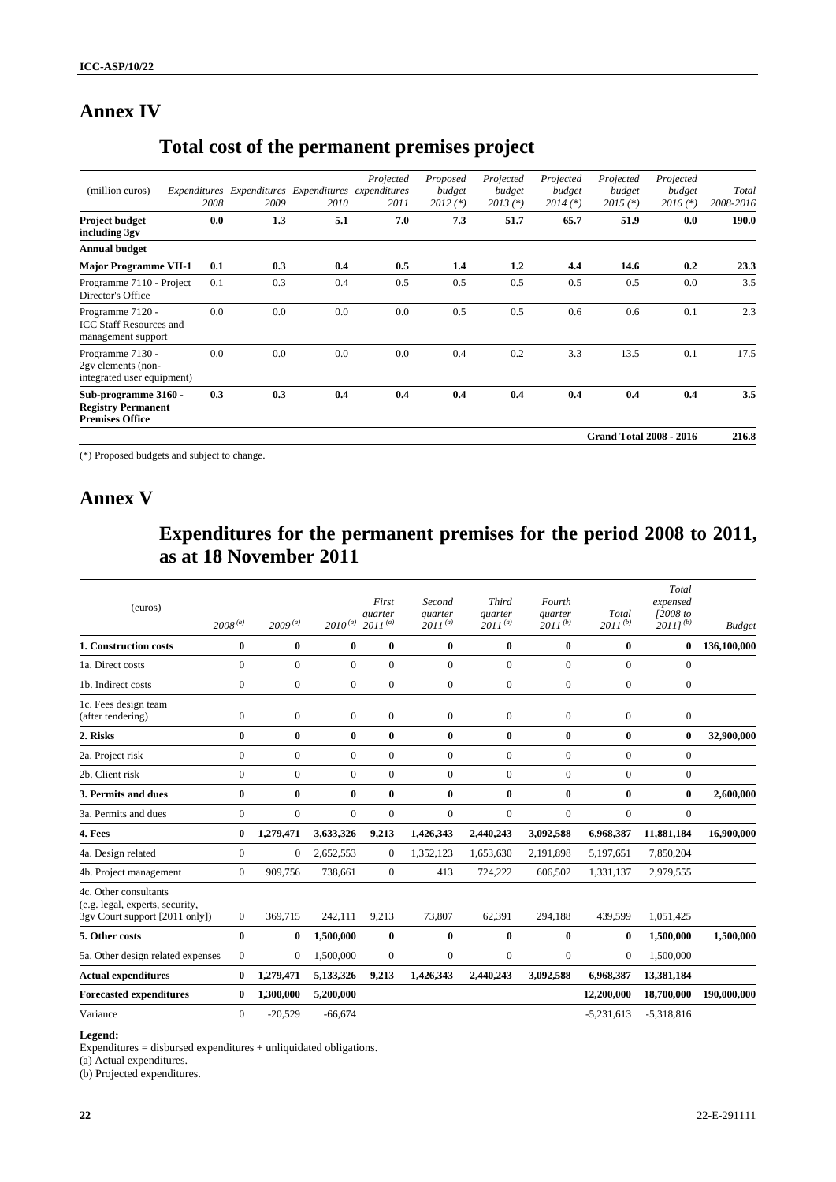# Annex IV

## Total cost of the permanent premises project

| (million euros) | *Expenditures 2008* | *Expenditures 2009* | *Expenditures 2010* | *Projected expenditures 2011* | *Proposed budget 2012 (*)* | *Projected budget 2013 (*)* | *Projected budget 2014 (*)* | *Projected budget 2015 (*)* | *Projected budget 2016 (*)* | *Total 2008-2016* |
|---|---|---|---|---|---|---|---|---|---|---|
| **Project budget including 3gv** | **0.0** | **1.3** | **5.1** | **7.0** | **7.3** | **51.7** | **65.7** | **51.9** | **0.0** | **190.0** |
| **Annual budget** | | | | | | | | | | |
| **Major Programme VII-1** | **0.1** | **0.3** | **0.4** | **0.5** | **1.4** | **1.2** | **4.4** | **14.6** | **0.2** | **23.3** |
| Programme 7110 - Project Director's Office | 0.1 | 0.3 | 0.4 | 0.5 | 0.5 | 0.5 | 0.5 | 0.5 | 0.0 | 3.5 |
| Programme 7120 - ICC Staff Resources and management support | 0.0 | 0.0 | 0.0 | 0.0 | 0.5 | 0.5 | 0.6 | 0.6 | 0.1 | 2.3 |
| Programme 7130 - 2gv elements (non-integrated user equipment) | 0.0 | 0.0 | 0.0 | 0.0 | 0.4 | 0.2 | 3.3 | 13.5 | 0.1 | 17.5 |
| **Sub-programme 3160 - Registry Permanent Premises Office** | **0.3** | **0.3** | **0.4** | **0.4** | **0.4** | **0.4** | **0.4** | **0.4** | **0.4** | **3.5** |
| | | | | | | | | **Grand Total 2008 - 2016** | | **216.8** |

(*) Proposed budgets and subject to change.

# Annex V

## Expenditures for the permanent premises for the period 2008 to 2011, as at 18 November 2011

| (euros) | *2008* [(a)] | *2009* [(a)] | *2010* [(a)] | *First quarter 2011* [(a)] | *Second quarter 2011* [(a)] | *Third quarter 2011* [(a)] | *Fourth quarter 2011* [(b)] | *Total 2011* [(b)] | *Total expensed [2008 to 2011]* [(b)] | *Budget* |
|---|---|---|---|---|---|---|---|---|---|---|
| **1. Construction costs** | **0** | **0** | **0** | **0** | **0** | **0** | **0** | **0** | **0** | **136,100,000** |
| 1a. Direct costs | 0 | 0 | 0 | 0 | 0 | 0 | 0 | 0 | 0 | |
| 1b. Indirect costs | 0 | 0 | 0 | 0 | 0 | 0 | 0 | 0 | 0 | |
| 1c. Fees design team (after tendering) | 0 | 0 | 0 | 0 | 0 | 0 | 0 | 0 | 0 | |
| **2. Risks** | **0** | **0** | **0** | **0** | **0** | **0** | **0** | **0** | **0** | **32,900,000** |
| 2a. Project risk | 0 | 0 | 0 | 0 | 0 | 0 | 0 | 0 | 0 | |
| 2b. Client risk | 0 | 0 | 0 | 0 | 0 | 0 | 0 | 0 | 0 | |
| **3. Permits and dues** | **0** | **0** | **0** | **0** | **0** | **0** | **0** | **0** | **0** | **2,600,000** |
| 3a. Permits and dues | 0 | 0 | 0 | 0 | 0 | 0 | 0 | 0 | 0 | |
| **4. Fees** | **0** | **1,279,471** | **3,633,326** | **9,213** | **1,426,343** | **2,440,243** | **3,092,588** | **6,968,387** | **11,881,184** | **16,900,000** |
| 4a. Design related | 0 | 0 | 2,652,553 | 0 | 1,352,123 | 1,653,630 | 2,191,898 | 5,197,651 | 7,850,204 | |
| 4b. Project management | 0 | 909,756 | 738,661 | 0 | 413 | 724,222 | 606,502 | 1,331,137 | 2,979,555 | |
| 4c. Other consultants (e.g. legal, experts, security, 3gv Court support [2011 only]) | 0 | 369,715 | 242,111 | 9,213 | 73,807 | 62,391 | 294,188 | 439,599 | 1,051,425 | |
| **5. Other costs** | **0** | **0** | **1,500,000** | **0** | **0** | **0** | **0** | **0** | **1,500,000** | **1,500,000** |
| 5a. Other design related expenses | 0 | 0 | 1,500,000 | 0 | 0 | 0 | 0 | 0 | 1,500,000 | |
| **Actual expenditures** | **0** | **1,279,471** | **5,133,326** | **9,213** | **1,426,343** | **2,440,243** | **3,092,588** | **6,968,387** | **13,381,184** | |
| **Forecasted expenditures** | **0** | **1,300,000** | **5,200,000** | | | | | **12,200,000** | **18,700,000** | **190,000,000** |
| Variance | 0 | -20,529 | -66,674 | | | | | -5,231,613 | -5,318,816 | |

**Legend:**

Expenditures = disbursed expenditures + unliquidated obligations.

(a) Actual expenditures.

(b) Projected expenditures.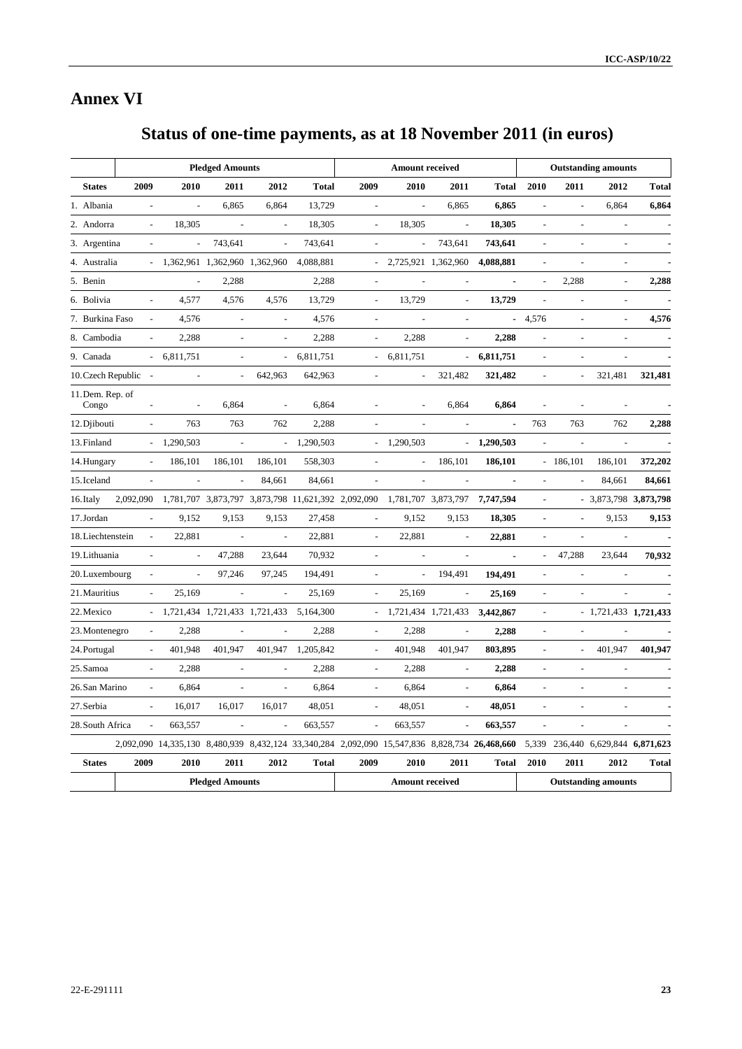# Annex VI

## Status of one-time payments, as at 18 November 2011 (in euros)

| | Pledged Amounts | | | | | Amount received | | | | Outstanding amounts | | | |
|---|---|---|---|---|---|---|---|---|---|---|---|---|---|
| **States** | **2009** | **2010** | **2011** | **2012** | **Total** | **2009** | **2010** | **2011** | **Total** | **2010** | **2011** | **2012** | **Total** |
| 1. Albania | - | - | 6,865 | 6,864 | 13,729 | - | - | 6,865 | **6,865** | - | - | 6,864 | **6,864** |
| 2. Andorra | - | 18,305 | - | - | 18,305 | - | 18,305 | - | **18,305** | - | - | - | - |
| 3. Argentina | - | - | 743,641 | - | 743,641 | - | - | 743,641 | **743,641** | - | - | - | - |
| 4. Australia | - | 1,362,961 | 1,362,960 | 1,362,960 | 4,088,881 | - | 2,725,921 | 1,362,960 | **4,088,881** | - | - | - | - |
| 5. Benin | | - | 2,288 | | 2,288 | - | - | - | - | - | 2,288 | - | **2,288** |
| 6. Bolivia | - | 4,577 | 4,576 | 4,576 | 13,729 | - | 13,729 | - | **13,729** | - | - | - | - |
| 7. Burkina Faso | - | 4,576 | - | - | 4,576 | - | - | - | - | 4,576 | - | - | **4,576** |
| 8. Cambodia | - | 2,288 | - | - | 2,288 | - | 2,288 | - | **2,288** | - | - | - | - |
| 9. Canada | - | 6,811,751 | - | - | 6,811,751 | - | 6,811,751 | - | **6,811,751** | - | - | - | - |
| 10. Czech Republic | - | - | - | 642,963 | 642,963 | - | - | 321,482 | **321,482** | - | - | 321,481 | **321,481** |
| 11. Dem. Rep. of Congo | - | - | 6,864 | - | 6,864 | - | - | 6,864 | **6,864** | - | - | - | - |
| 12. Djibouti | - | 763 | 763 | 762 | 2,288 | - | - | - | - | 763 | 763 | 762 | **2,288** |
| 13. Finland | - | 1,290,503 | - | - | 1,290,503 | - | 1,290,503 | - | **1,290,503** | - | - | - | - |
| 14. Hungary | - | 186,101 | 186,101 | 186,101 | 558,303 | - | - | 186,101 | **186,101** | - | 186,101 | 186,101 | **372,202** |
| 15. Iceland | - | - | - | 84,661 | 84,661 | - | - | - | - | - | - | 84,661 | **84,661** |
| 16. Italy | 2,092,090 | 1,781,707 | 3,873,797 | 3,873,798 | 11,621,392 | 2,092,090 | 1,781,707 | 3,873,797 | **7,747,594** | - | - | 3,873,798 | **3,873,798** |
| 17. Jordan | - | 9,152 | 9,153 | 9,153 | 27,458 | - | 9,152 | 9,153 | **18,305** | - | - | 9,153 | **9,153** |
| 18. Liechtenstein | - | 22,881 | - | - | 22,881 | - | 22,881 | - | **22,881** | - | - | - | - |
| 19. Lithuania | - | - | 47,288 | 23,644 | 70,932 | - | - | - | - | - | 47,288 | 23,644 | **70,932** |
| 20. Luxembourg | - | - | 97,246 | 97,245 | 194,491 | - | - | 194,491 | **194,491** | - | - | - | - |
| 21. Mauritius | - | 25,169 | - | - | 25,169 | - | 25,169 | - | **25,169** | - | - | - | - |
| 22. Mexico | - | 1,721,434 | 1,721,433 | 1,721,433 | 5,164,300 | - | 1,721,434 | 1,721,433 | **3,442,867** | - | - | 1,721,433 | **1,721,433** |
| 23. Montenegro | - | 2,288 | - | - | 2,288 | - | 2,288 | - | **2,288** | - | - | - | - |
| 24. Portugal | - | 401,948 | 401,947 | 401,947 | 1,205,842 | - | 401,948 | 401,947 | **803,895** | - | - | 401,947 | **401,947** |
| 25. Samoa | - | 2,288 | - | - | 2,288 | - | 2,288 | - | **2,288** | - | - | - | - |
| 26. San Marino | - | 6,864 | - | - | 6,864 | - | 6,864 | - | **6,864** | - | - | - | - |
| 27. Serbia | - | 16,017 | 16,017 | 16,017 | 48,051 | - | 48,051 | - | **48,051** | - | - | - | - |
| 28. South Africa | - | 663,557 | - | - | 663,557 | - | 663,557 | - | **663,557** | - | - | - | - |
| | 2,092,090 | 14,335,130 | 8,480,939 | 8,432,124 | 33,340,284 | 2,092,090 | 15,547,836 | 8,828,734 | **26,468,660** | 5,339 | 236,440 | 6,629,844 | **6,871,623** |
| **States** | **2009** | **2010** | **2011** | **2012** | **Total** | **2009** | **2010** | **2011** | **Total** | **2010** | **2011** | **2012** | **Total** |
| | **Pledged Amounts** | | | | | **Amount received** | | | | **Outstanding amounts** | | | |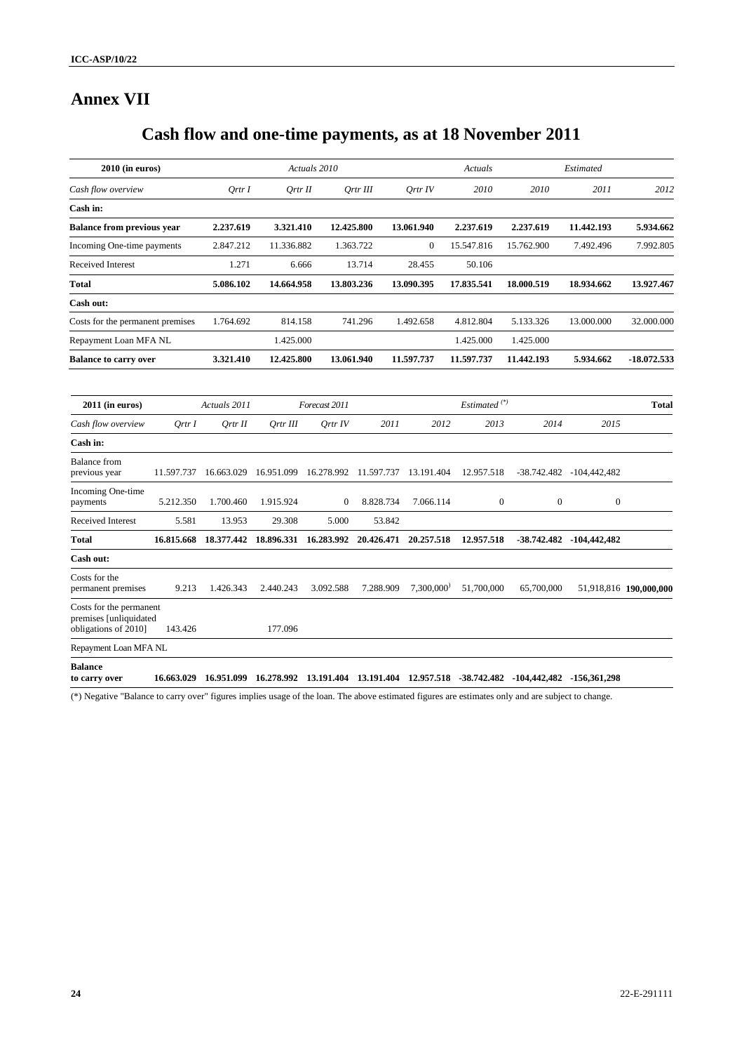# Annex VII

## Cash flow and one-time payments, as at 18 November 2011

| 2010 (in euros) | Actuals 2010 | | | | Actuals | | Estimated | |
|---|---|---|---|---|---|---|---|---|
| *Cash flow overview* | *Qrtr I* | *Qrtr II* | *Qrtr III* | *Qrtr IV* | *2010* | *2010* | *2011* | *2012* |
| **Cash in:** | | | | | | | | |
| **Balance from previous year** | **2.237.619** | **3.321.410** | **12.425.800** | **13.061.940** | **2.237.619** | **2.237.619** | **11.442.193** | **5.934.662** |
| Incoming One-time payments | 2.847.212 | 11.336.882 | 1.363.722 | 0 | 15.547.816 | 15.762.900 | 7.492.496 | 7.992.805 |
| Received Interest | 1.271 | 6.666 | 13.714 | 28.455 | 50.106 | | | |
| **Total** | **5.086.102** | **14.664.958** | **13.803.236** | **13.090.395** | **17.835.541** | **18.000.519** | **18.934.662** | **13.927.467** |
| **Cash out:** | | | | | | | | |
| Costs for the permanent premises | 1.764.692 | 814.158 | 741.296 | 1.492.658 | 4.812.804 | 5.133.326 | 13.000.000 | 32.000.000 |
| Repayment Loan MFA NL | | 1.425.000 | | | 1.425.000 | 1.425.000 | | |
| **Balance to carry over** | **3.321.410** | **12.425.800** | **13.061.940** | **11.597.737** | **11.597.737** | **11.442.193** | **5.934.662** | **-18.072.533** |

| 2011 (in euros) | Actuals 2011 | | Forecast 2011 | | | Estimated [(*)] | | | | Total |
|---|---|---|---|---|---|---|---|---|---|---|
| *Cash flow overview* | *Qrtr I* | *Qrtr II* | *Qrtr III* | *Qrtr IV* | *2011* | *2012* | *2013* | *2014* | *2015* | |
| **Cash in:** | | | | | | | | | | |
| Balance from previous year | 11.597.737 | 16.663.029 | 16.951.099 | 16.278.992 | 11.597.737 | 13.191.404 | 12.957.518 | -38.742.482 | -104,442,482 | |
| Incoming One-time payments | 5.212.350 | 1.700.460 | 1.915.924 | 0 | 8.828.734 | 7.066.114 | 0 | 0 | 0 | |
| Received Interest | 5.581 | 13.953 | 29.308 | 5.000 | 53.842 | | | | | |
| **Total** | **16.815.668** | **18.377.442** | **18.896.331** | **16.283.992** | **20.426.471** | **20.257.518** | **12.957.518** | **-38.742.482** | **-104,442,482** | |
| **Cash out:** | | | | | | | | | | |
| Costs for the permanent premises | 9.213 | 1.426.343 | 2.440.243 | 3.092.588 | 7.288.909 | 7,300,000[1] | 51,700,000 | 65,700,000 | 51,918,816 | **190,000,000** |
| Costs for the permanent premises [unliquidated obligations of 2010] | 143.426 | | 177.096 | | | | | | | |
| Repayment Loan MFA NL | | | | | | | | | | |
| **Balance to carry over** | **16.663.029** | **16.951.099** | **16.278.992** | **13.191.404** | **13.191.404** | **12.957.518** | **-38.742.482** | **-104,442,482** | **-156,361,298** | |

(*) Negative "Balance to carry over" figures implies usage of the loan. The above estimated figures are estimates only and are subject to change.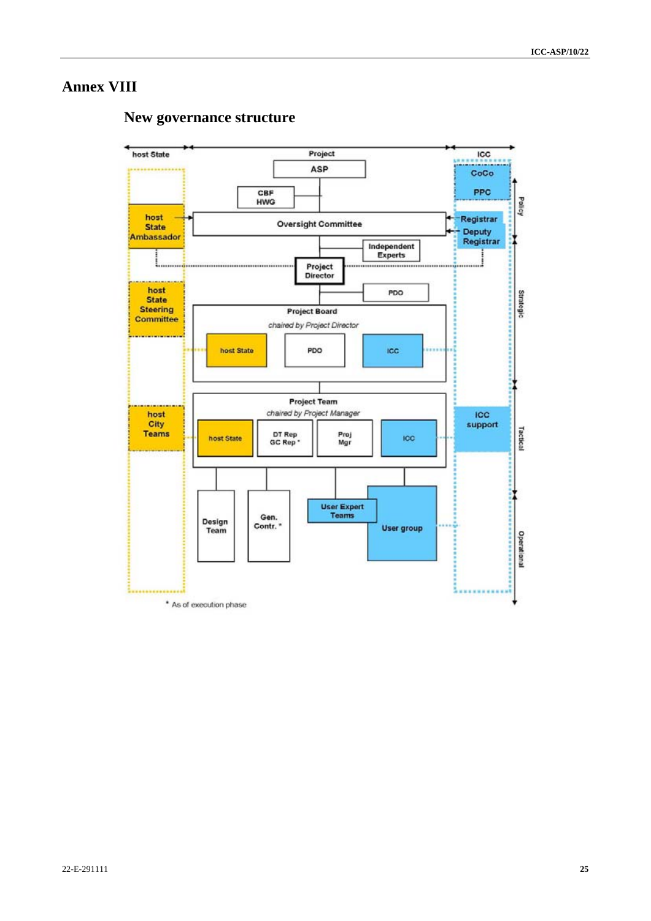# Annex VIII

## New governance structure

host State | Project | ICC

ASP

CBF HWG

CoCo

PPC

host State Ambassador

Oversight Committee

Registrar

Deputy Registrar

Independent Experts

Project Director

PDO

host State Steering Committee

Project Board

*chaired by Project Director*

host State | PDO | ICC

host City Teams

Project Team

*chaired by Project Manager*

host State | DT Rep GC Rep * | Proj Mgr | ICC

ICC support

Design Team

Gen. Contr. *

User Expert Teams

User group

Policy | Strategic | Tactical | Operational

\* As of execution phase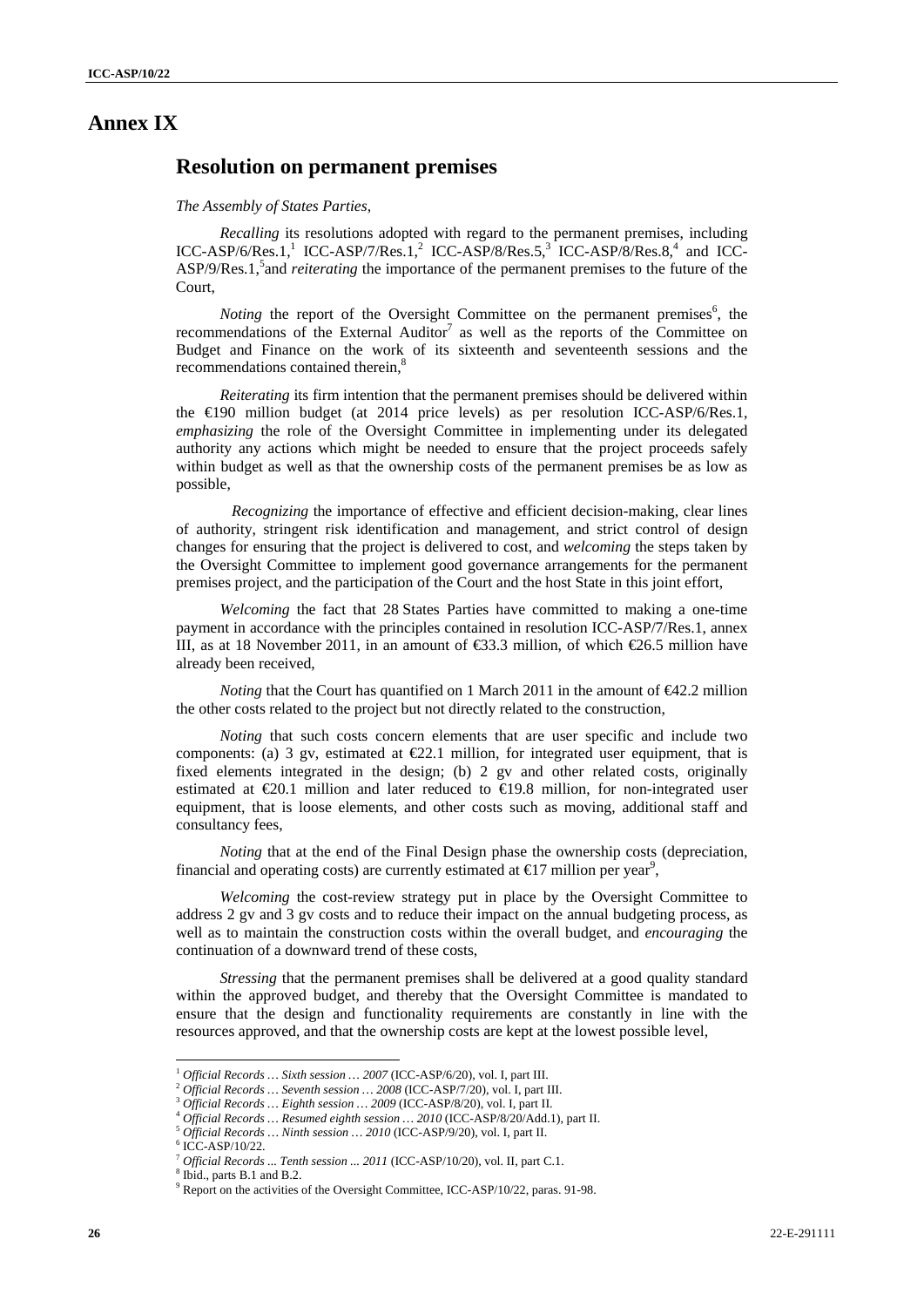# Annex IX

## Resolution on permanent premises

*The Assembly of States Parties,*

*Recalling* its resolutions adopted with regard to the permanent premises, including ICC-ASP/6/Res.1,[1] ICC-ASP/7/Res.1,[2] ICC-ASP/8/Res.5,[3] ICC-ASP/8/Res.8,[4] and ICC-ASP/9/Res.1,[5] and *reiterating* the importance of the permanent premises to the future of the Court,

*Noting* the report of the Oversight Committee on the permanent premises[6], the recommendations of the External Auditor[7] as well as the reports of the Committee on Budget and Finance on the work of its sixteenth and seventeenth sessions and the recommendations contained therein,[8]

*Reiterating* its firm intention that the permanent premises should be delivered within the €190 million budget (at 2014 price levels) as per resolution ICC-ASP/6/Res.1, *emphasizing* the role of the Oversight Committee in implementing under its delegated authority any actions which might be needed to ensure that the project proceeds safely within budget as well as that the ownership costs of the permanent premises be as low as possible,

*Recognizing* the importance of effective and efficient decision-making, clear lines of authority, stringent risk identification and management, and strict control of design changes for ensuring that the project is delivered to cost, and *welcoming* the steps taken by the Oversight Committee to implement good governance arrangements for the permanent premises project, and the participation of the Court and the host State in this joint effort,

*Welcoming* the fact that 28 States Parties have committed to making a one-time payment in accordance with the principles contained in resolution ICC-ASP/7/Res.1, annex III, as at 18 November 2011, in an amount of €33.3 million, of which €26.5 million have already been received,

*Noting* that the Court has quantified on 1 March 2011 in the amount of €42.2 million the other costs related to the project but not directly related to the construction,

*Noting* that such costs concern elements that are user specific and include two components: (a) 3 gv, estimated at €22.1 million, for integrated user equipment, that is fixed elements integrated in the design; (b) 2 gv and other related costs, originally estimated at €20.1 million and later reduced to €19.8 million, for non-integrated user equipment, that is loose elements, and other costs such as moving, additional staff and consultancy fees,

*Noting* that at the end of the Final Design phase the ownership costs (depreciation, financial and operating costs) are currently estimated at €17 million per year[9],

*Welcoming* the cost-review strategy put in place by the Oversight Committee to address 2 gv and 3 gv costs and to reduce their impact on the annual budgeting process, as well as to maintain the construction costs within the overall budget, and *encouraging* the continuation of a downward trend of these costs,

*Stressing* that the permanent premises shall be delivered at a good quality standard within the approved budget, and thereby that the Oversight Committee is mandated to ensure that the design and functionality requirements are constantly in line with the resources approved, and that the ownership costs are kept at the lowest possible level,

---

[1] *Official Records … Sixth session … 2007* (ICC-ASP/6/20), vol. I, part III.

[2] *Official Records … Seventh session … 2008* (ICC-ASP/7/20), vol. I, part III.

[3] *Official Records … Eighth session … 2009* (ICC-ASP/8/20), vol. I, part II.

[4] *Official Records … Resumed eighth session … 2010* (ICC-ASP/8/20/Add.1), part II.

[5] *Official Records … Ninth session … 2010* (ICC-ASP/9/20), vol. I, part II.

[6] ICC-ASP/10/22.

[7] *Official Records ... Tenth session ... 2011* (ICC-ASP/10/20), vol. II, part C.1.

[8] Ibid., parts B.1 and B.2.

[9] Report on the activities of the Oversight Committee, ICC-ASP/10/22, paras. 91-98.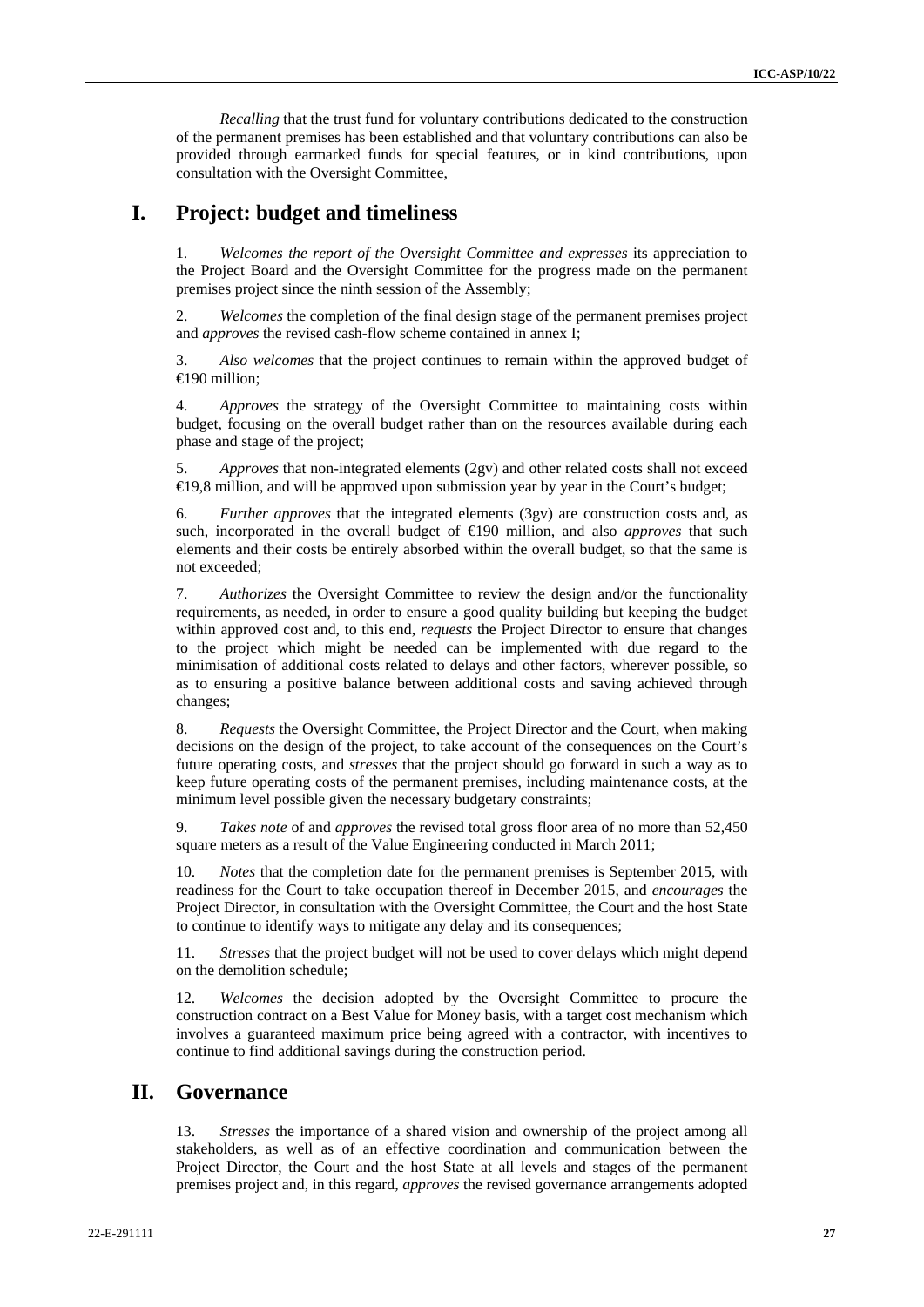*Recalling* that the trust fund for voluntary contributions dedicated to the construction of the permanent premises has been established and that voluntary contributions can also be provided through earmarked funds for special features, or in kind contributions, upon consultation with the Oversight Committee,

# I. Project: budget and timeliness

1. *Welcomes the report of the Oversight Committee and expresses* its appreciation to the Project Board and the Oversight Committee for the progress made on the permanent premises project since the ninth session of the Assembly;

2. *Welcomes* the completion of the final design stage of the permanent premises project and *approves* the revised cash-flow scheme contained in annex I;

3. *Also welcomes* that the project continues to remain within the approved budget of €190 million;

4. *Approves* the strategy of the Oversight Committee to maintaining costs within budget, focusing on the overall budget rather than on the resources available during each phase and stage of the project;

5. *Approves* that non-integrated elements (2gv) and other related costs shall not exceed €19,8 million, and will be approved upon submission year by year in the Court's budget;

6. *Further approves* that the integrated elements (3gv) are construction costs and, as such, incorporated in the overall budget of €190 million, and also *approves* that such elements and their costs be entirely absorbed within the overall budget, so that the same is not exceeded;

7. *Authorizes* the Oversight Committee to review the design and/or the functionality requirements, as needed, in order to ensure a good quality building but keeping the budget within approved cost and, to this end, *requests* the Project Director to ensure that changes to the project which might be needed can be implemented with due regard to the minimisation of additional costs related to delays and other factors, wherever possible, so as to ensuring a positive balance between additional costs and saving achieved through changes;

8. *Requests* the Oversight Committee, the Project Director and the Court, when making decisions on the design of the project, to take account of the consequences on the Court's future operating costs, and *stresses* that the project should go forward in such a way as to keep future operating costs of the permanent premises, including maintenance costs, at the minimum level possible given the necessary budgetary constraints;

9. *Takes note* of and *approves* the revised total gross floor area of no more than 52,450 square meters as a result of the Value Engineering conducted in March 2011;

10. *Notes* that the completion date for the permanent premises is September 2015, with readiness for the Court to take occupation thereof in December 2015, and *encourages* the Project Director, in consultation with the Oversight Committee, the Court and the host State to continue to identify ways to mitigate any delay and its consequences;

11. *Stresses* that the project budget will not be used to cover delays which might depend on the demolition schedule;

12. *Welcomes* the decision adopted by the Oversight Committee to procure the construction contract on a Best Value for Money basis, with a target cost mechanism which involves a guaranteed maximum price being agreed with a contractor, with incentives to continue to find additional savings during the construction period.

# II. Governance

13. *Stresses* the importance of a shared vision and ownership of the project among all stakeholders, as well as of an effective coordination and communication between the Project Director, the Court and the host State at all levels and stages of the permanent premises project and, in this regard, *approves* the revised governance arrangements adopted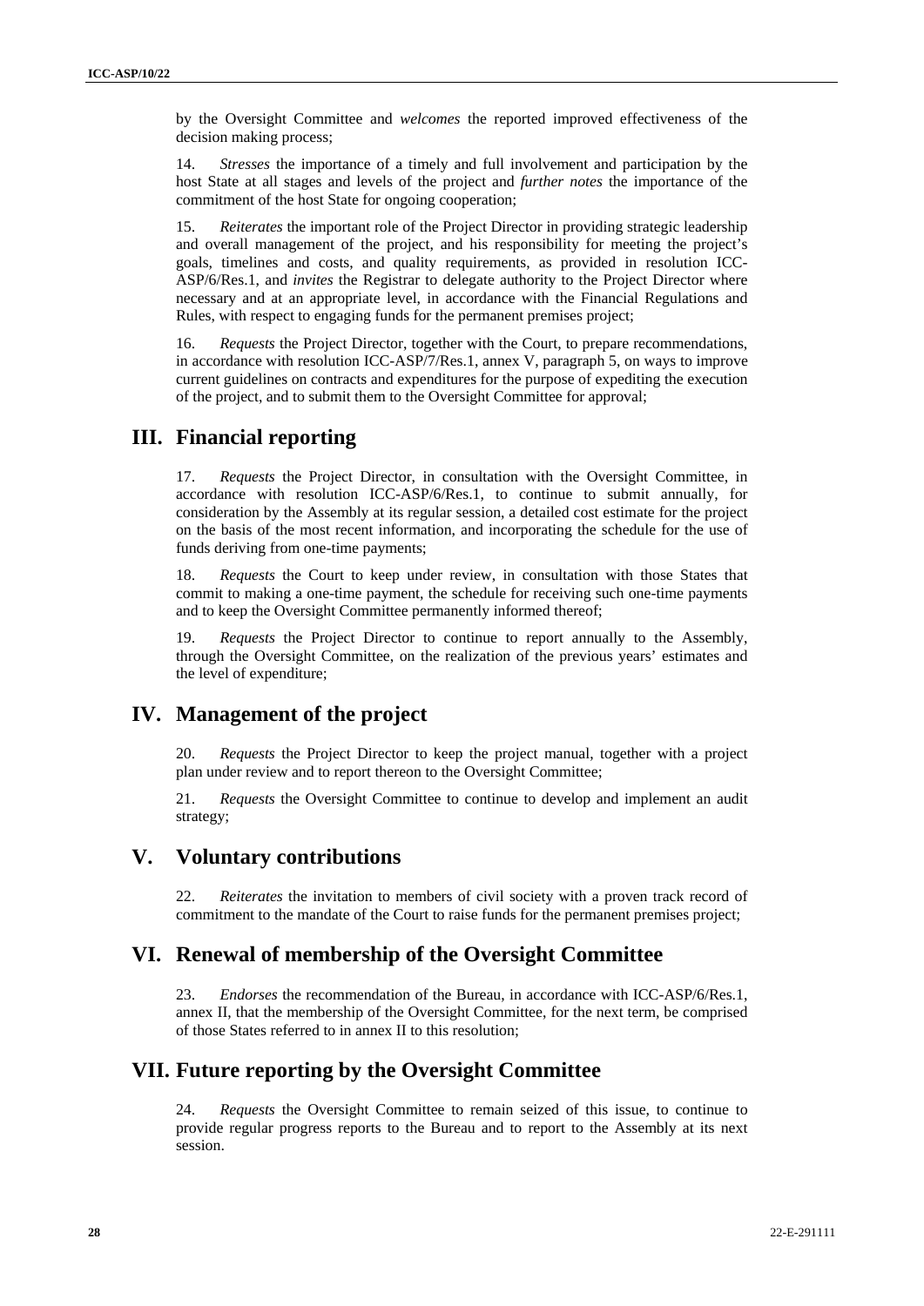by the Oversight Committee and *welcomes* the reported improved effectiveness of the decision making process;

14. *Stresses* the importance of a timely and full involvement and participation by the host State at all stages and levels of the project and *further notes* the importance of the commitment of the host State for ongoing cooperation;

15. *Reiterates* the important role of the Project Director in providing strategic leadership and overall management of the project, and his responsibility for meeting the project's goals, timelines and costs, and quality requirements, as provided in resolution ICC-ASP/6/Res.1, and *invites* the Registrar to delegate authority to the Project Director where necessary and at an appropriate level, in accordance with the Financial Regulations and Rules, with respect to engaging funds for the permanent premises project;

16. *Requests* the Project Director, together with the Court, to prepare recommendations, in accordance with resolution ICC-ASP/7/Res.1, annex V, paragraph 5, on ways to improve current guidelines on contracts and expenditures for the purpose of expediting the execution of the project, and to submit them to the Oversight Committee for approval;

## III. Financial reporting

17. *Requests* the Project Director, in consultation with the Oversight Committee, in accordance with resolution ICC-ASP/6/Res.1, to continue to submit annually, for consideration by the Assembly at its regular session, a detailed cost estimate for the project on the basis of the most recent information, and incorporating the schedule for the use of funds deriving from one-time payments;

18. *Requests* the Court to keep under review, in consultation with those States that commit to making a one-time payment, the schedule for receiving such one-time payments and to keep the Oversight Committee permanently informed thereof;

19. *Requests* the Project Director to continue to report annually to the Assembly, through the Oversight Committee, on the realization of the previous years' estimates and the level of expenditure;

## IV. Management of the project

20. *Requests* the Project Director to keep the project manual, together with a project plan under review and to report thereon to the Oversight Committee;

21. *Requests* the Oversight Committee to continue to develop and implement an audit strategy;

## V. Voluntary contributions

22. *Reiterates* the invitation to members of civil society with a proven track record of commitment to the mandate of the Court to raise funds for the permanent premises project;

## VI. Renewal of membership of the Oversight Committee

23. *Endorses* the recommendation of the Bureau, in accordance with ICC-ASP/6/Res.1, annex II, that the membership of the Oversight Committee, for the next term, be comprised of those States referred to in annex II to this resolution;

## VII. Future reporting by the Oversight Committee

24. *Requests* the Oversight Committee to remain seized of this issue, to continue to provide regular progress reports to the Bureau and to report to the Assembly at its next session.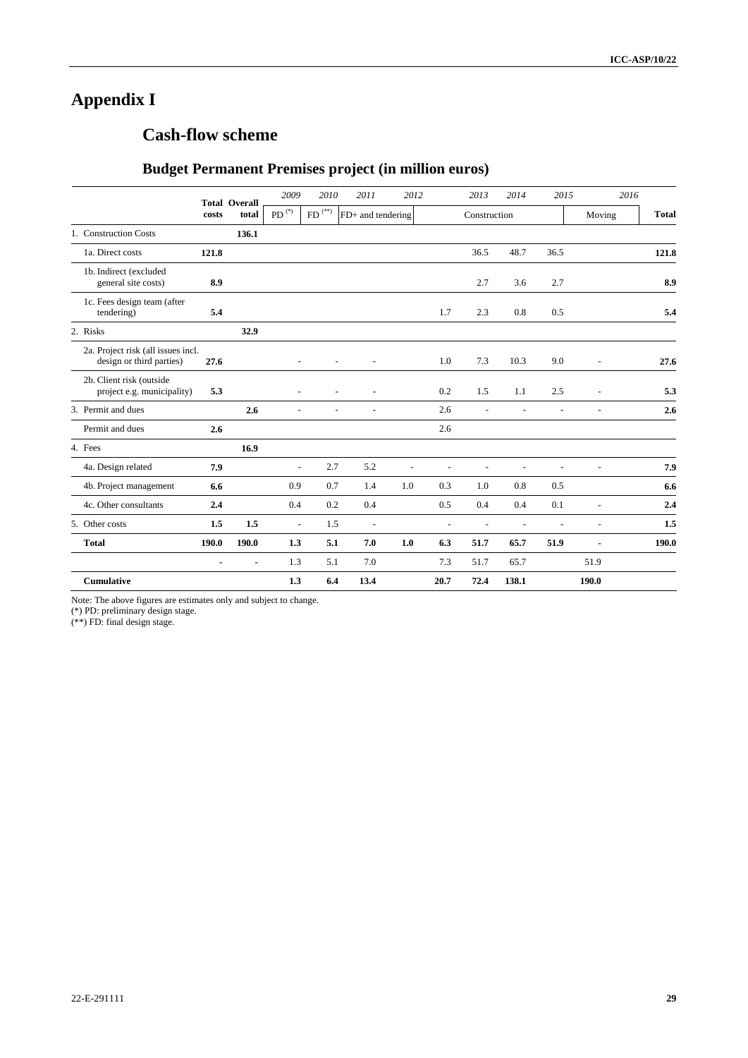# Appendix I

## Cash-flow scheme

### Budget Permanent Premises project (in million euros)

| | Total costs | Overall total | 2009 | 2010 | 2011 | 2012 | | 2013 | 2014 | 2015 | 2016 | |
|---|---|---|---|---|---|---|---|---|---|---|---|---|
| | | | PD (*) | FD (**) | FD+ and tendering | | Construction | | | | Moving | Total |
| 1. Construction Costs | | 136.1 | | | | | | | | | | |
| 1a. Direct costs | 121.8 | | | | | | | 36.5 | 48.7 | 36.5 | | 121.8 |
| 1b. Indirect (excluded general site costs) | 8.9 | | | | | | | 2.7 | 3.6 | 2.7 | | 8.9 |
| 1c. Fees design team (after tendering) | 5.4 | | | | | | 1.7 | 2.3 | 0.8 | 0.5 | | 5.4 |
| 2. Risks | | 32.9 | | | | | | | | | | |
| 2a. Project risk (all issues incl. design or third parties) | 27.6 | | - | - | - | | 1.0 | 7.3 | 10.3 | 9.0 | - | 27.6 |
| 2b. Client risk (outside project e.g. municipality) | 5.3 | | - | - | - | | 0.2 | 1.5 | 1.1 | 2.5 | - | 5.3 |
| 3. Permit and dues | | 2.6 | - | - | - | | 2.6 | - | - | - | - | 2.6 |
| Permit and dues | 2.6 | | | | | | 2.6 | | | | | |
| 4. Fees | | 16.9 | | | | | | | | | | |
| 4a. Design related | 7.9 | | - | 2.7 | 5.2 | - | - | - | - | - | - | 7.9 |
| 4b. Project management | 6.6 | | 0.9 | 0.7 | 1.4 | 1.0 | 0.3 | 1.0 | 0.8 | 0.5 | | 6.6 |
| 4c. Other consultants | 2.4 | | 0.4 | 0.2 | 0.4 | | 0.5 | 0.4 | 0.4 | 0.1 | - | 2.4 |
| 5. Other costs | 1.5 | 1.5 | - | 1.5 | - | | - | - | - | - | - | 1.5 |
| **Total** | **190.0** | **190.0** | **1.3** | **5.1** | **7.0** | **1.0** | **6.3** | **51.7** | **65.7** | **51.9** | **-** | **190.0** |
| | - | - | 1.3 | 5.1 | 7.0 | | 7.3 | 51.7 | 65.7 | | 51.9 | |
| **Cumulative** | | | **1.3** | **6.4** | **13.4** | | **20.7** | **72.4** | **138.1** | | **190.0** | |

Note: The above figures are estimates only and subject to change.
(*) PD: preliminary design stage.
(**) FD: final design stage.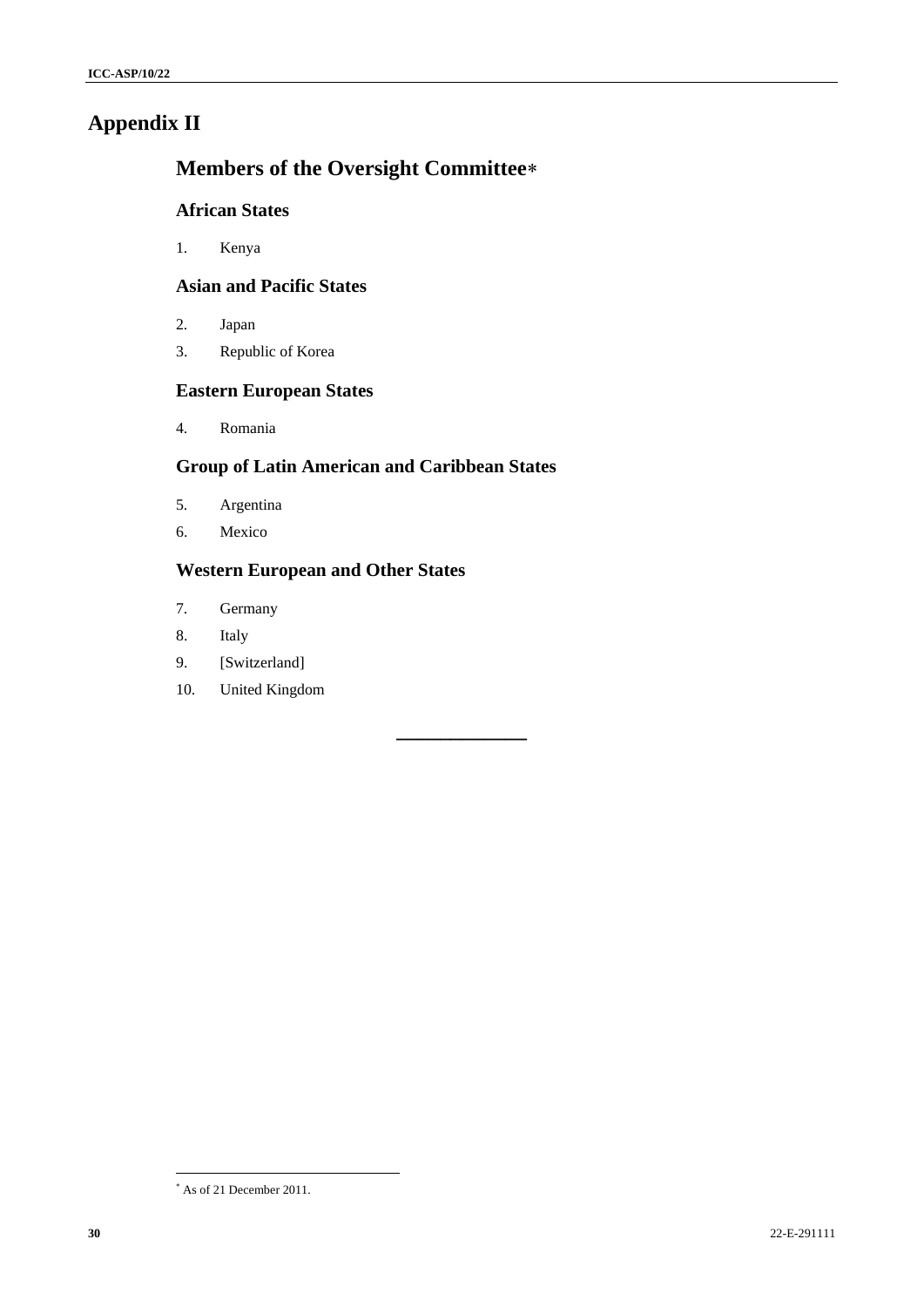# Appendix II

## Members of the Oversight Committee*

### African States

1. Kenya

### Asian and Pacific States

2. Japan
3. Republic of Korea

### Eastern European States

4. Romania

### Group of Latin American and Caribbean States

5. Argentina
6. Mexico

### Western European and Other States

7. Germany
8. Italy
9. [Switzerland]
10. United Kingdom

---

* As of 21 December 2011.